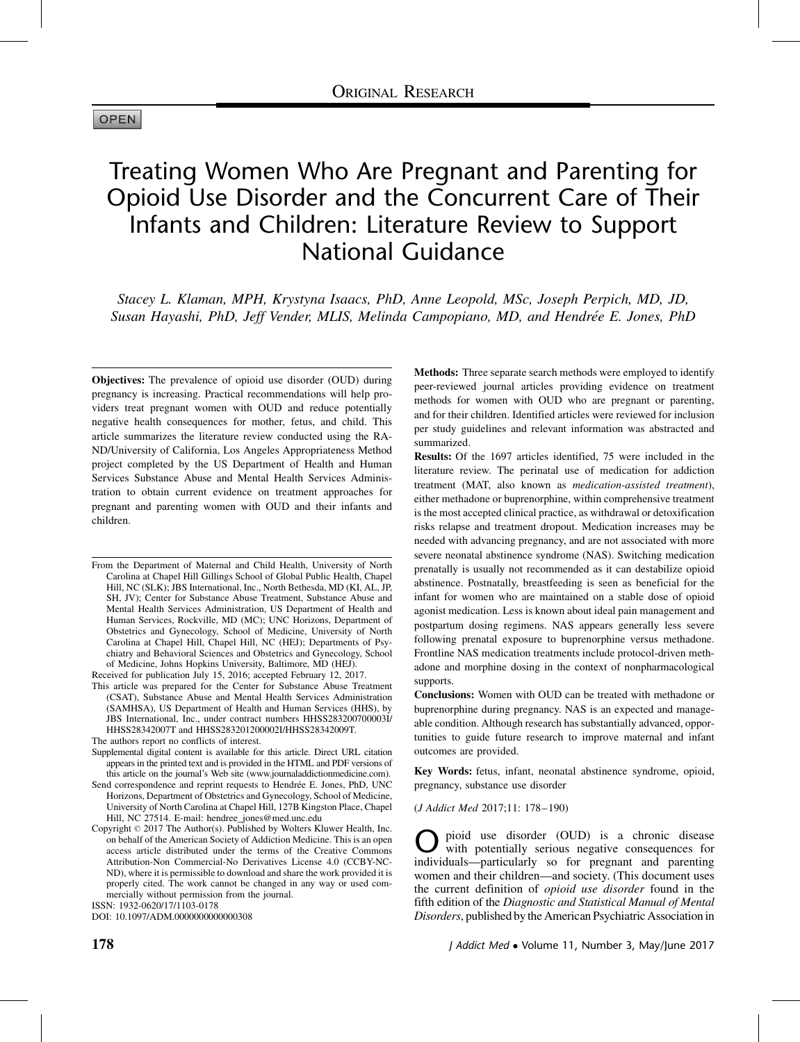ORIGINAL RESEARCH

OPEN

# Treating Women Who Are Pregnant and Parenting for Opioid Use Disorder and the Concurrent Care of Their Infants and Children: Literature Review to Support National Guidance

*Stacey L. Klaman, MPH, Krystyna Isaacs, PhD, Anne Leopold, MSc, Joseph Perpich, MD, JD, Susan Hayashi, PhD, Jeff Vender, MLIS, Melinda Campopiano, MD, and Hendrée E. Jones, PhD*

**Objectives:** The prevalence of opioid use disorder (OUD) during pregnancy is increasing. Practical recommendations will help providers treat pregnant women with OUD and reduce potentially negative health consequences for mother, fetus, and child. This article summarizes the literature review conducted using the RAND/University of California, Los Angeles Appropriateness Method project completed by the US Department of Health and Human Services Substance Abuse and Mental Health Services Administration to obtain current evidence on treatment approaches for pregnant and parenting women with OUD and their infants and children.

**Methods:** Three separate search methods were employed to identify peer-reviewed journal articles providing evidence on treatment methods for women with OUD who are pregnant or parenting, and for their children. Identified articles were reviewed for inclusion per study guidelines and relevant information was abstracted and summarized.

**Results:** Of the 1697 articles identified, 75 were included in the literature review. The perinatal use of medication for addiction treatment (MAT, also known as *medication-assisted treatment*), either methadone or buprenorphine, within comprehensive treatment is the most accepted clinical practice, as withdrawal or detoxification risks relapse and treatment dropout. Medication increases may be needed with advancing pregnancy, and are not associated with more severe neonatal abstinence syndrome (NAS). Switching medication prenatally is usually not recommended as it can destabilize opioid abstinence. Postnatally, breastfeeding is seen as beneficial for the infant for women who are maintained on a stable dose of opioid agonist medication. Less is known about ideal pain management and postpartum dosing regimens. NAS appears generally less severe following prenatal exposure to buprenorphine versus methadone. Frontline NAS medication treatments include protocol-driven methadone and morphine dosing in the context of nonpharmacological supports.

**Conclusions:** Women with OUD can be treated with methadone or buprenorphine during pregnancy. NAS is an expected and manageable condition. Although research has substantially advanced, opportunities to guide future research to improve maternal and infant outcomes are provided.

**Key Words:** fetus, infant, neonatal abstinence syndrome, opioid, pregnancy, substance use disorder

(*J Addict Med* 2017;11: 178–190)

From the Department of Maternal and Child Health, University of North Carolina at Chapel Hill Gillings School of Global Public Health, Chapel Hill, NC (SLK); JBS International, Inc., North Bethesda, MD (KI, AL, JP, SH, JV); Center for Substance Abuse Treatment, Substance Abuse and Mental Health Services Administration, US Department of Health and Human Services, Rockville, MD (MC); UNC Horizons, Department of Obstetrics and Gynecology, School of Medicine, University of North Carolina at Chapel Hill, Chapel Hill, NC (HEJ); Departments of Psychiatry and Behavioral Sciences and Obstetrics and Gynecology, School of Medicine, Johns Hopkins University, Baltimore, MD (HEJ).

Received for publication July 15, 2016; accepted February 12, 2017.

This article was prepared for the Center for Substance Abuse Treatment (CSAT), Substance Abuse and Mental Health Services Administration (SAMHSA), US Department of Health and Human Services (HHS), by JBS International, Inc., under contract numbers HHSS283200700003I/HHSS28342007T and HHSS283201200002I/HHSS28342009T.

The authors report no conflicts of interest.

Supplemental digital content is available for this article. Direct URL citation appears in the printed text and is provided in the HTML and PDF versions of this article on the journal's Web site (www.journaladdictionmedicine.com).

Send correspondence and reprint requests to Hendrée E. Jones, PhD, UNC Horizons, Department of Obstetrics and Gynecology, School of Medicine, University of North Carolina at Chapel Hill, 127B Kingston Place, Chapel Hill, NC 27514. E-mail: hendree_jones@med.unc.edu

Copyright © 2017 The Author(s). Published by Wolters Kluwer Health, Inc. on behalf of the American Society of Addiction Medicine. This is an open access article distributed under the terms of the Creative Commons Attribution-Non Commercial-No Derivatives License 4.0 (CCBY-NC-ND), where it is permissible to download and share the work provided it is properly cited. The work cannot be changed in any way or used commercially without permission from the journal.

ISSN: 1932-0620/17/1103-0178

DOI: 10.1097/ADM.0000000000000308

Opioid use disorder (OUD) is a chronic disease with potentially serious negative consequences for individuals—particularly so for pregnant and parenting women and their children—and society. (This document uses the current definition of *opioid use disorder* found in the fifth edition of the *Diagnostic and Statistical Manual of Mental Disorders*, published by the American Psychiatric Association in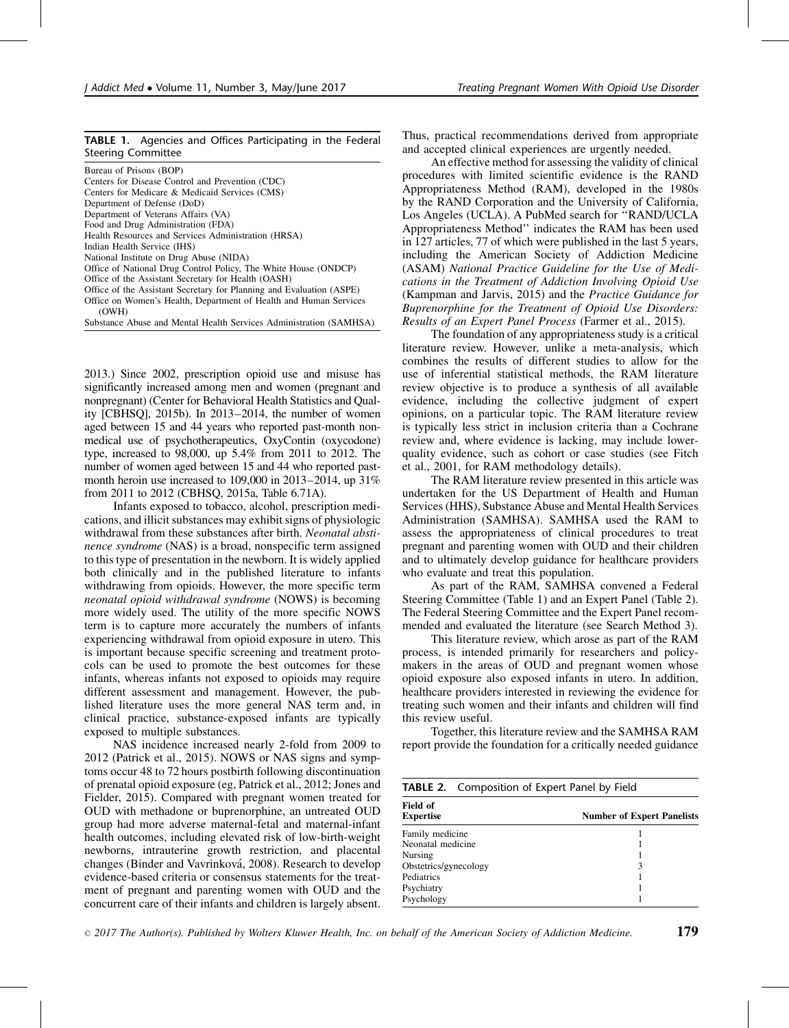**TABLE 1.** Agencies and Offices Participating in the Federal Steering Committee

| |
|---|
| Bureau of Prisons (BOP) |
| Centers for Disease Control and Prevention (CDC) |
| Centers for Medicare & Medicaid Services (CMS) |
| Department of Defense (DoD) |
| Department of Veterans Affairs (VA) |
| Food and Drug Administration (FDA) |
| Health Resources and Services Administration (HRSA) |
| Indian Health Service (IHS) |
| National Institute on Drug Abuse (NIDA) |
| Office of National Drug Control Policy, The White House (ONDCP) |
| Office of the Assistant Secretary for Health (OASH) |
| Office of the Assistant Secretary for Planning and Evaluation (ASPE) |
| Office on Women's Health, Department of Health and Human Services (OWH) |
| Substance Abuse and Mental Health Services Administration (SAMHSA) |

2013.) Since 2002, prescription opioid use and misuse has significantly increased among men and women (pregnant and nonpregnant) (Center for Behavioral Health Statistics and Quality [CBHSQ], 2015b). In 2013–2014, the number of women aged between 15 and 44 years who reported past-month nonmedical use of psychotherapeutics, OxyContin (oxycodone) type, increased to 98,000, up 5.4% from 2011 to 2012. The number of women aged between 15 and 44 who reported past-month heroin use increased to 109,000 in 2013–2014, up 31% from 2011 to 2012 (CBHSQ, 2015a, Table 6.71A).

Infants exposed to tobacco, alcohol, prescription medications, and illicit substances may exhibit signs of physiologic withdrawal from these substances after birth. *Neonatal abstinence syndrome* (NAS) is a broad, nonspecific term assigned to this type of presentation in the newborn. It is widely applied both clinically and in the published literature to infants withdrawing from opioids. However, the more specific term *neonatal opioid withdrawal syndrome* (NOWS) is becoming more widely used. The utility of the more specific NOWS term is to capture more accurately the numbers of infants experiencing withdrawal from opioid exposure in utero. This is important because specific screening and treatment protocols can be used to promote the best outcomes for these infants, whereas infants not exposed to opioids may require different assessment and management. However, the published literature uses the more general NAS term and, in clinical practice, substance-exposed infants are typically exposed to multiple substances.

NAS incidence increased nearly 2-fold from 2009 to 2012 (Patrick et al., 2015). NOWS or NAS signs and symptoms occur 48 to 72 hours postbirth following discontinuation of prenatal opioid exposure (eg, Patrick et al., 2012; Jones and Fielder, 2015). Compared with pregnant women treated for OUD with methadone or buprenorphine, an untreated OUD group had more adverse maternal-fetal and maternal-infant health outcomes, including elevated risk of low-birth-weight newborns, intrauterine growth restriction, and placental changes (Binder and Vavrinková, 2008). Research to develop evidence-based criteria or consensus statements for the treatment of pregnant and parenting women with OUD and the concurrent care of their infants and children is largely absent. Thus, practical recommendations derived from appropriate and accepted clinical experiences are urgently needed.

An effective method for assessing the validity of clinical procedures with limited scientific evidence is the RAND Appropriateness Method (RAM), developed in the 1980s by the RAND Corporation and the University of California, Los Angeles (UCLA). A PubMed search for "RAND/UCLA Appropriateness Method" indicates the RAM has been used in 127 articles, 77 of which were published in the last 5 years, including the American Society of Addiction Medicine (ASAM) *National Practice Guideline for the Use of Medications in the Treatment of Addiction Involving Opioid Use* (Kampman and Jarvis, 2015) and the *Practice Guidance for Buprenorphine for the Treatment of Opioid Use Disorders: Results of an Expert Panel Process* (Farmer et al., 2015).

The foundation of any appropriateness study is a critical literature review. However, unlike a meta-analysis, which combines the results of different studies to allow for the use of inferential statistical methods, the RAM literature review objective is to produce a synthesis of all available evidence, including the collective judgment of expert opinions, on a particular topic. The RAM literature review is typically less strict in inclusion criteria than a Cochrane review and, where evidence is lacking, may include lower-quality evidence, such as cohort or case studies (see Fitch et al., 2001, for RAM methodology details).

The RAM literature review presented in this article was undertaken for the US Department of Health and Human Services (HHS), Substance Abuse and Mental Health Services Administration (SAMHSA). SAMHSA used the RAM to assess the appropriateness of clinical procedures to treat pregnant and parenting women with OUD and their children and to ultimately develop guidance for healthcare providers who evaluate and treat this population.

As part of the RAM, SAMHSA convened a Federal Steering Committee (Table 1) and an Expert Panel (Table 2). The Federal Steering Committee and the Expert Panel recommended and evaluated the literature (see Search Method 3).

This literature review, which arose as part of the RAM process, is intended primarily for researchers and policymakers in the areas of OUD and pregnant women whose opioid exposure also exposed infants in utero. In addition, healthcare providers interested in reviewing the evidence for treating such women and their infants and children will find this review useful.

Together, this literature review and the SAMHSA RAM report provide the foundation for a critically needed guidance

**TABLE 2.** Composition of Expert Panel by Field

| Field of Expertise | Number of Expert Panelists |
|---|---|
| Family medicine | 1 |
| Neonatal medicine | 1 |
| Nursing | 1 |
| Obstetrics/gynecology | 3 |
| Pediatrics | 1 |
| Psychiatry | 1 |
| Psychology | 1 |

© 2017 The Author(s). Published by Wolters Kluwer Health, Inc. on behalf of the American Society of Addiction Medicine.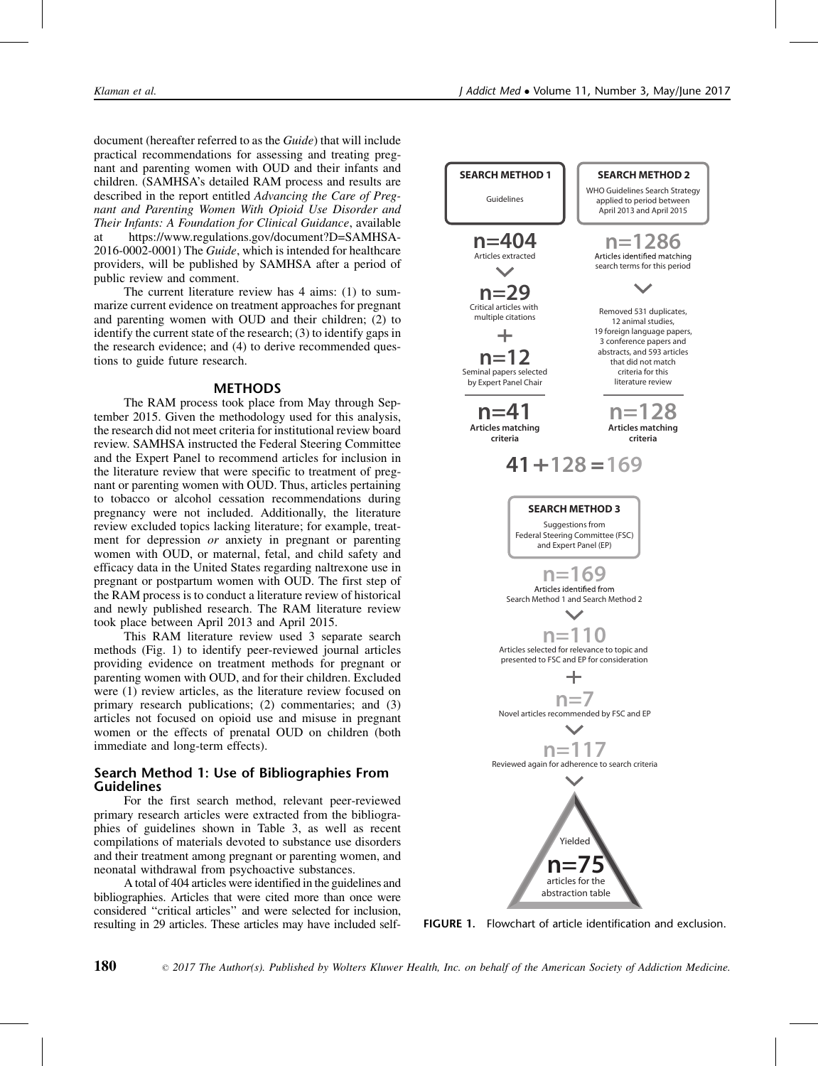document (hereafter referred to as the *Guide*) that will include practical recommendations for assessing and treating pregnant and parenting women with OUD and their infants and children. (SAMHSA's detailed RAM process and results are described in the report entitled *Advancing the Care of Pregnant and Parenting Women With Opioid Use Disorder and Their Infants: A Foundation for Clinical Guidance*, available at https://www.regulations.gov/document?D=SAMHSA-2016-0002-0001) The *Guide*, which is intended for healthcare providers, will be published by SAMHSA after a period of public review and comment.

The current literature review has 4 aims: (1) to summarize current evidence on treatment approaches for pregnant and parenting women with OUD and their children; (2) to identify the current state of the research; (3) to identify gaps in the research evidence; and (4) to derive recommended questions to guide future research.

## METHODS

The RAM process took place from May through September 2015. Given the methodology used for this analysis, the research did not meet criteria for institutional review board review. SAMHSA instructed the Federal Steering Committee and the Expert Panel to recommend articles for inclusion in the literature review that were specific to treatment of pregnant or parenting women with OUD. Thus, articles pertaining to tobacco or alcohol cessation recommendations during pregnancy were not included. Additionally, the literature review excluded topics lacking literature; for example, treatment for depression *or* anxiety in pregnant or parenting women with OUD, or maternal, fetal, and child safety and efficacy data in the United States regarding naltrexone use in pregnant or postpartum women with OUD. The first step of the RAM process is to conduct a literature review of historical and newly published research. The RAM literature review took place between April 2013 and April 2015.

This RAM literature review used 3 separate search methods (Fig. 1) to identify peer-reviewed journal articles providing evidence on treatment methods for pregnant or parenting women with OUD, and for their children. Excluded were (1) review articles, as the literature review focused on primary research publications; (2) commentaries; and (3) articles not focused on opioid use and misuse in pregnant women or the effects of prenatal OUD on children (both immediate and long-term effects).

### Search Method 1: Use of Bibliographies From Guidelines

For the first search method, relevant peer-reviewed primary research articles were extracted from the bibliographies of guidelines shown in Table 3, as well as recent compilations of materials devoted to substance use disorders and their treatment among pregnant or parenting women, and neonatal withdrawal from psychoactive substances.

A total of 404 articles were identified in the guidelines and bibliographies. Articles that were cited more than once were considered "critical articles" and were selected for inclusion, resulting in 29 articles. These articles may have included self-

**SEARCH METHOD 1**: Guidelines
- n=404 Articles extracted
- n=29 Critical articles with multiple citations
- + n=12 Seminal papers selected by Expert Panel Chair
- n=41 Articles matching criteria

**SEARCH METHOD 2**: WHO Guidelines Search Strategy applied to period between April 2013 and April 2015
- n=1286 Articles identified matching search terms for this period
- Removed 531 duplicates, 12 animal studies, 19 foreign language papers, 3 conference papers and abstracts, and 593 articles that did not match criteria for this literature review
- n=128 Articles matching criteria

41 + 128 = 169

**SEARCH METHOD 3**: Suggestions from Federal Steering Committee (FSC) and Expert Panel (EP)
- n=169 Articles identified from Search Method 1 and Search Method 2
- n=110 Articles selected for relevance to topic and presented to FSC and EP for consideration
- + n=7 Novel articles recommended by FSC and EP
- n=117 Reviewed again for adherence to search criteria
- Yielded n=75 articles for the abstraction table

**FIGURE 1.** Flowchart of article identification and exclusion.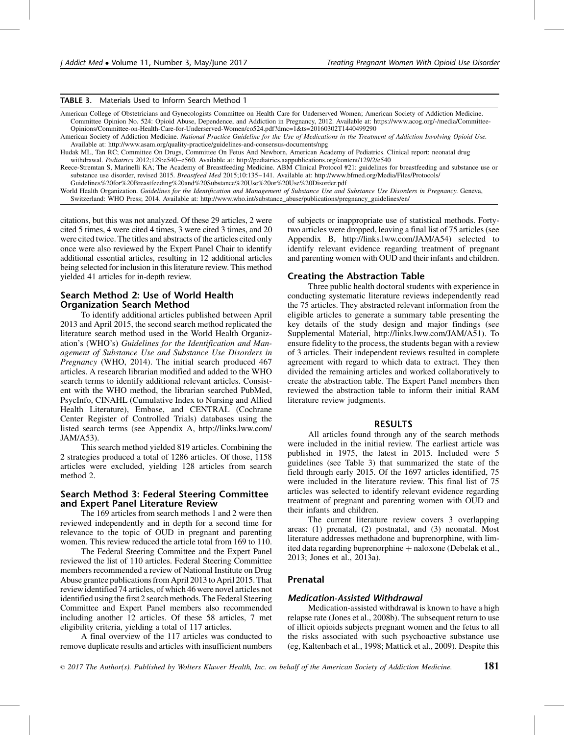**TABLE 3.** Materials Used to Inform Search Method 1

| |
|---|
| American College of Obstetricians and Gynecologists Committee on Health Care for Underserved Women; American Society of Addiction Medicine. Committee Opinion No. 524: Opioid Abuse, Dependence, and Addiction in Pregnancy, 2012. Available at: https://www.acog.org/-/media/Committee-Opinions/Committee-on-Health-Care-for-Underserved-Women/co524.pdf?dmc=1&ts=20160302T1440499290 |
| American Society of Addiction Medicine. *National Practice Guideline for the Use of Medications in the Treatment of Addiction Involving Opioid Use.* Available at: http://www.asam.org/quality-practice/guidelines-and-consensus-documents/npg |
| Hudak ML, Tan RC; Committee On Drugs, Committee On Fetus And Newborn, American Academy of Pediatrics. Clinical report: neonatal drug withdrawal. *Pediatrics* 2012;129:e540–e560. Available at: http://pediatrics.aappublications.org/content/129/2/e540 |
| Reece-Stremtan S, Marinelli KA; The Academy of Breastfeeding Medicine. ABM Clinical Protocol #21: guidelines for breastfeeding and substance use or substance use disorder, revised 2015. *Breastfeed Med* 2015;10:135–141. Available at: http://www.bfmed.org/Media/Files/Protocols/Guidelines%20for%20Breastfeeding%20and%20Substance%20Use%20or%20Use%20Disorder.pdf |
| World Health Organization. *Guidelines for the Identification and Management of Substance Use and Substance Use Disorders in Pregnancy.* Geneva, Switzerland: WHO Press; 2014. Available at: http://www.who.int/substance_abuse/publications/pregnancy_guidelines/en/ |

citations, but this was not analyzed. Of these 29 articles, 2 were cited 5 times, 4 were cited 4 times, 3 were cited 3 times, and 20 were cited twice. The titles and abstracts of the articles cited only once were also reviewed by the Expert Panel Chair to identify additional essential articles, resulting in 12 additional articles being selected for inclusion in this literature review. This method yielded 41 articles for in-depth review.

### Search Method 2: Use of World Health Organization Search Method

To identify additional articles published between April 2013 and April 2015, the second search method replicated the literature search method used in the World Health Organization's (WHO's) *Guidelines for the Identification and Management of Substance Use and Substance Use Disorders in Pregnancy* (WHO, 2014). The initial search produced 467 articles. A research librarian modified and added to the WHO search terms to identify additional relevant articles. Consistent with the WHO method, the librarian searched PubMed, PsycInfo, CINAHL (Cumulative Index to Nursing and Allied Health Literature), Embase, and CENTRAL (Cochrane Center Register of Controlled Trials) databases using the listed search terms (see Appendix A, http://links.lww.com/JAM/A53).

This search method yielded 819 articles. Combining the 2 strategies produced a total of 1286 articles. Of those, 1158 articles were excluded, yielding 128 articles from search method 2.

### Search Method 3: Federal Steering Committee and Expert Panel Literature Review

The 169 articles from search methods 1 and 2 were then reviewed independently and in depth for a second time for relevance to the topic of OUD in pregnant and parenting women. This review reduced the article total from 169 to 110.

The Federal Steering Committee and the Expert Panel reviewed the list of 110 articles. Federal Steering Committee members recommended a review of National Institute on Drug Abuse grantee publications from April 2013 to April 2015. That review identified 74 articles, of which 46 were novel articles not identified using the first 2 search methods. The Federal Steering Committee and Expert Panel members also recommended including another 12 articles. Of these 58 articles, 7 met eligibility criteria, yielding a total of 117 articles.

A final overview of the 117 articles was conducted to remove duplicate results and articles with insufficient numbers of subjects or inappropriate use of statistical methods. Forty-two articles were dropped, leaving a final list of 75 articles (see Appendix B, http://links.lww.com/JAM/A54) selected to identify relevant evidence regarding treatment of pregnant and parenting women with OUD and their infants and children.

### Creating the Abstraction Table

Three public health doctoral students with experience in conducting systematic literature reviews independently read the 75 articles. They abstracted relevant information from the eligible articles to generate a summary table presenting the key details of the study design and major findings (see Supplemental Material, http://links.lww.com/JAM/A51). To ensure fidelity to the process, the students began with a review of 3 articles. Their independent reviews resulted in complete agreement with regard to which data to extract. They then divided the remaining articles and worked collaboratively to create the abstraction table. The Expert Panel members then reviewed the abstraction table to inform their initial RAM literature review judgments.

## RESULTS

All articles found through any of the search methods were included in the initial review. The earliest article was published in 1975, the latest in 2015. Included were 5 guidelines (see Table 3) that summarized the state of the field through early 2015. Of the 1697 articles identified, 75 were included in the literature review. This final list of 75 articles was selected to identify relevant evidence regarding treatment of pregnant and parenting women with OUD and their infants and children.

The current literature review covers 3 overlapping areas: (1) prenatal, (2) postnatal, and (3) neonatal. Most literature addresses methadone and buprenorphine, with limited data regarding buprenorphine + naloxone (Debelak et al., 2013; Jones et al., 2013a).

### Prenatal

#### *Medication-Assisted Withdrawal*

Medication-assisted withdrawal is known to have a high relapse rate (Jones et al., 2008b). The subsequent return to use of illicit opioids subjects pregnant women and the fetus to all the risks associated with such psychoactive substance use (eg, Kaltenbach et al., 1998; Mattick et al., 2009). Despite this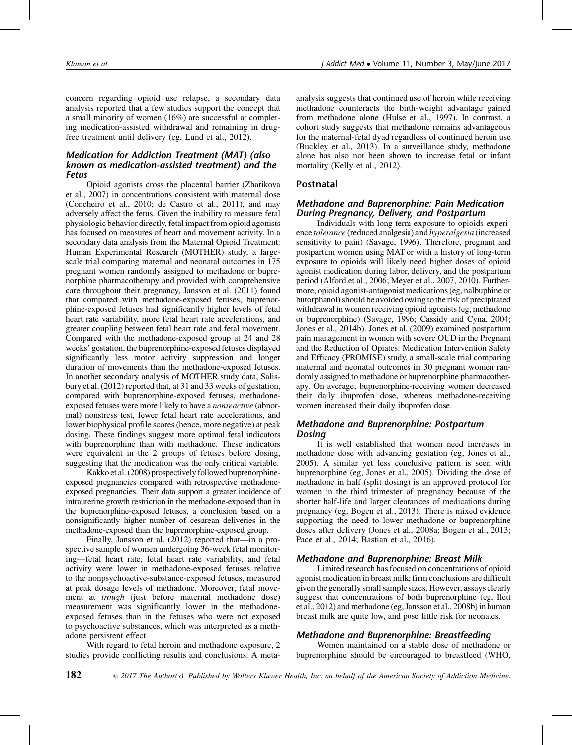concern regarding opioid use relapse, a secondary data analysis reported that a few studies support the concept that a small minority of women (16%) are successful at completing medication-assisted withdrawal and remaining in drug-free treatment until delivery (eg, Lund et al., 2012).

### Medication for Addiction Treatment (MAT) (also known as medication-assisted treatment) and the Fetus

Opioid agonists cross the placental barrier (Zharikova et al., 2007) in concentrations consistent with maternal dose (Concheiro et al., 2010; de Castro et al., 2011), and may adversely affect the fetus. Given the inability to measure fetal physiologic behavior directly, fetal impact from opioid agonists has focused on measures of heart and movement activity. In a secondary data analysis from the Maternal Opioid Treatment: Human Experimental Research (MOTHER) study, a large-scale trial comparing maternal and neonatal outcomes in 175 pregnant women randomly assigned to methadone or buprenorphine pharmacotherapy and provided with comprehensive care throughout their pregnancy, Jansson et al. (2011) found that compared with methadone-exposed fetuses, buprenorphine-exposed fetuses had significantly higher levels of fetal heart rate variability, more fetal heart rate accelerations, and greater coupling between fetal heart rate and fetal movement. Compared with the methadone-exposed group at 24 and 28 weeks' gestation, the buprenorphine-exposed fetuses displayed significantly less motor activity suppression and longer duration of movements than the methadone-exposed fetuses. In another secondary analysis of MOTHER study data, Salisbury et al. (2012) reported that, at 31 and 33 weeks of gestation, compared with buprenorphine-exposed fetuses, methadone-exposed fetuses were more likely to have a *nonreactive* (abnormal) nonstress test, fewer fetal heart rate accelerations, and lower biophysical profile scores (hence, more negative) at peak dosing. These findings suggest more optimal fetal indicators with buprenorphine than with methadone. These indicators were equivalent in the 2 groups of fetuses before dosing, suggesting that the medication was the only critical variable.

Kakko et al. (2008) prospectively followed buprenorphine-exposed pregnancies compared with retrospective methadone-exposed pregnancies. Their data support a greater incidence of intrauterine growth restriction in the methadone-exposed than in the buprenorphine-exposed fetuses, a conclusion based on a nonsignificantly higher number of cesarean deliveries in the methadone-exposed than the buprenorphine-exposed group.

Finally, Jansson et al. (2012) reported that—in a prospective sample of women undergoing 36-week fetal monitoring—fetal heart rate, fetal heart rate variability, and fetal activity were lower in methadone-exposed fetuses relative to the nonpsychoactive-substance-exposed fetuses, measured at peak dosage levels of methadone. Moreover, fetal movement at *trough* (just before maternal methadone dose) measurement was significantly lower in the methadone-exposed fetuses than in the fetuses who were not exposed to psychoactive substances, which was interpreted as a methadone persistent effect.

With regard to fetal heroin and methadone exposure, 2 studies provide conflicting results and conclusions. A meta-analysis suggests that continued use of heroin while receiving methadone counteracts the birth-weight advantage gained from methadone alone (Hulse et al., 1997). In contrast, a cohort study suggests that methadone remains advantageous for the maternal-fetal dyad regardless of continued heroin use (Buckley et al., 2013). In a surveillance study, methadone alone has also not been shown to increase fetal or infant mortality (Kelly et al., 2012).

## Postnatal

### Methadone and Buprenorphine: Pain Medication During Pregnancy, Delivery, and Postpartum

Individuals with long-term exposure to opioids experience *tolerance* (reduced analgesia) and *hyperalgesia* (increased sensitivity to pain) (Savage, 1996). Therefore, pregnant and postpartum women using MAT or with a history of long-term exposure to opioids will likely need higher doses of opioid agonist medication during labor, delivery, and the postpartum period (Alford et al., 2006; Meyer et al., 2007, 2010). Furthermore, opioid agonist-antagonist medications (eg, nalbuphine or butorphanol) should be avoided owing to the risk of precipitated withdrawal in women receiving opioid agonists (eg, methadone or buprenorphine) (Savage, 1996; Cassidy and Cyna, 2004; Jones et al., 2014b). Jones et al. (2009) examined postpartum pain management in women with severe OUD in the Pregnant and the Reduction of Opiates: Medication Intervention Safety and Efficacy (PROMISE) study, a small-scale trial comparing maternal and neonatal outcomes in 30 pregnant women randomly assigned to methadone or buprenorphine pharmacotherapy. On average, buprenorphine-receiving women decreased their daily ibuprofen dose, whereas methadone-receiving women increased their daily ibuprofen dose.

### Methadone and Buprenorphine: Postpartum Dosing

It is well established that women need increases in methadone dose with advancing gestation (eg, Jones et al., 2005). A similar yet less conclusive pattern is seen with buprenorphine (eg, Jones et al., 2005). Dividing the dose of methadone in half (split dosing) is an approved protocol for women in the third trimester of pregnancy because of the shorter half-life and larger clearances of medications during pregnancy (eg, Bogen et al., 2013). There is mixed evidence supporting the need to lower methadone or buprenorphine doses after delivery (Jones et al., 2008a; Bogen et al., 2013; Pace et al., 2014; Bastian et al., 2016).

### Methadone and Buprenorphine: Breast Milk

Limited research has focused on concentrations of opioid agonist medication in breast milk; firm conclusions are difficult given the generally small sample sizes. However, assays clearly suggest that concentrations of both buprenorphine (eg, Ilett et al., 2012) and methadone (eg, Jansson et al., 2008b) in human breast milk are quite low, and pose little risk for neonates.

### Methadone and Buprenorphine: Breastfeeding

Women maintained on a stable dose of methadone or buprenorphine should be encouraged to breastfeed (WHO,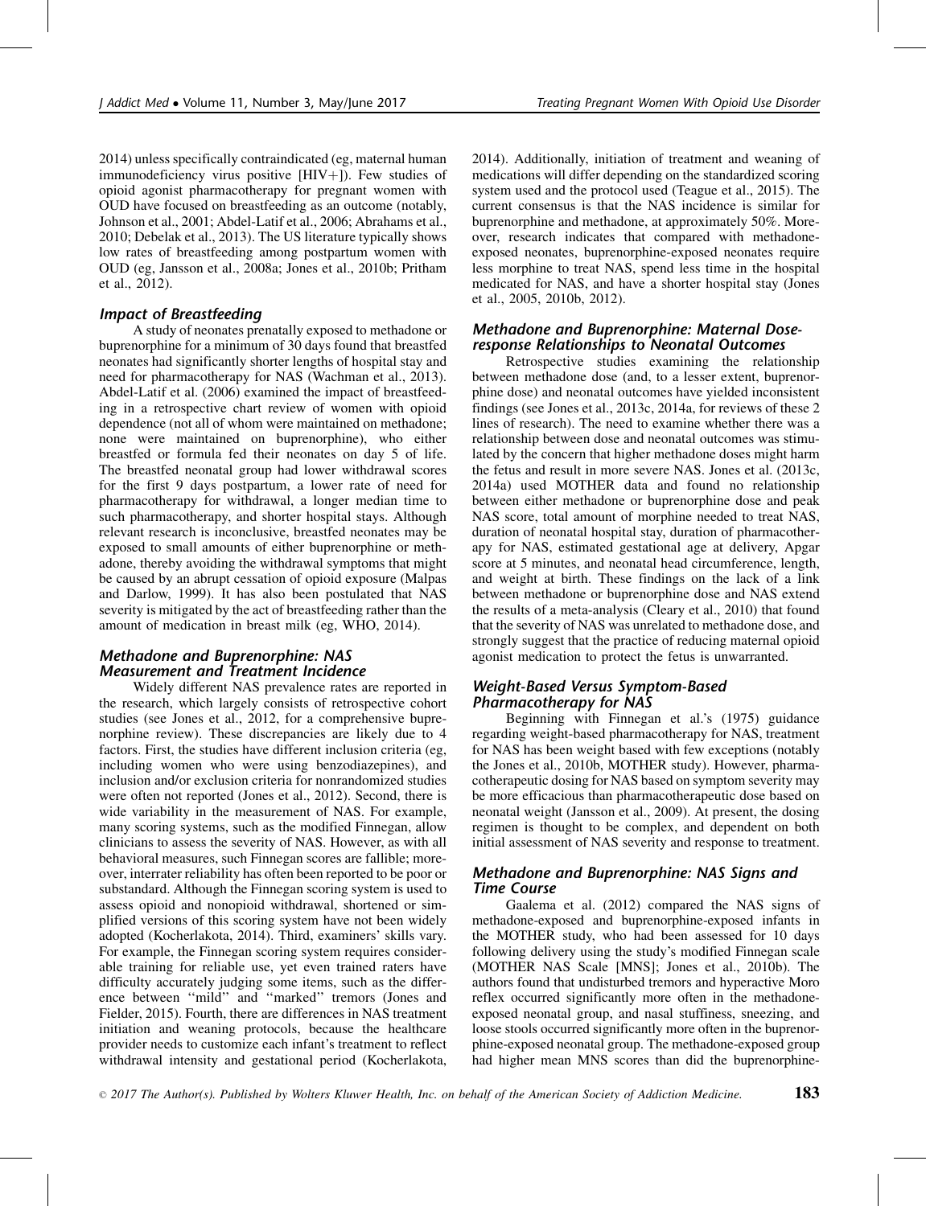2014) unless specifically contraindicated (eg, maternal human immunodeficiency virus positive [HIV+]). Few studies of opioid agonist pharmacotherapy for pregnant women with OUD have focused on breastfeeding as an outcome (notably, Johnson et al., 2001; Abdel-Latif et al., 2006; Abrahams et al., 2010; Debelak et al., 2013). The US literature typically shows low rates of breastfeeding among postpartum women with OUD (eg, Jansson et al., 2008a; Jones et al., 2010b; Pritham et al., 2012).

### Impact of Breastfeeding

A study of neonates prenatally exposed to methadone or buprenorphine for a minimum of 30 days found that breastfed neonates had significantly shorter lengths of hospital stay and need for pharmacotherapy for NAS (Wachman et al., 2013). Abdel-Latif et al. (2006) examined the impact of breastfeeding in a retrospective chart review of women with opioid dependence (not all of whom were maintained on methadone; none were maintained on buprenorphine), who either breastfed or formula fed their neonates on day 5 of life. The breastfed neonatal group had lower withdrawal scores for the first 9 days postpartum, a lower rate of need for pharmacotherapy for withdrawal, a longer median time to such pharmacotherapy, and shorter hospital stays. Although relevant research is inconclusive, breastfed neonates may be exposed to small amounts of either buprenorphine or methadone, thereby avoiding the withdrawal symptoms that might be caused by an abrupt cessation of opioid exposure (Malpas and Darlow, 1999). It has also been postulated that NAS severity is mitigated by the act of breastfeeding rather than the amount of medication in breast milk (eg, WHO, 2014).

### Methadone and Buprenorphine: NAS Measurement and Treatment Incidence

Widely different NAS prevalence rates are reported in the research, which largely consists of retrospective cohort studies (see Jones et al., 2012, for a comprehensive buprenorphine review). These discrepancies are likely due to 4 factors. First, the studies have different inclusion criteria (eg, including women who were using benzodiazepines), and inclusion and/or exclusion criteria for nonrandomized studies were often not reported (Jones et al., 2012). Second, there is wide variability in the measurement of NAS. For example, many scoring systems, such as the modified Finnegan, allow clinicians to assess the severity of NAS. However, as with all behavioral measures, such Finnegan scores are fallible; moreover, interrater reliability has often been reported to be poor or substandard. Although the Finnegan scoring system is used to assess opioid and nonopioid withdrawal, shortened or simplified versions of this scoring system have not been widely adopted (Kocherlakota, 2014). Third, examiners' skills vary. For example, the Finnegan scoring system requires considerable training for reliable use, yet even trained raters have difficulty accurately judging some items, such as the difference between ''mild'' and ''marked'' tremors (Jones and Fielder, 2015). Fourth, there are differences in NAS treatment initiation and weaning protocols, because the healthcare provider needs to customize each infant's treatment to reflect withdrawal intensity and gestational period (Kocherlakota, 2014). Additionally, initiation of treatment and weaning of medications will differ depending on the standardized scoring system used and the protocol used (Teague et al., 2015). The current consensus is that the NAS incidence is similar for buprenorphine and methadone, at approximately 50%. Moreover, research indicates that compared with methadone-exposed neonates, buprenorphine-exposed neonates require less morphine to treat NAS, spend less time in the hospital medicated for NAS, and have a shorter hospital stay (Jones et al., 2005, 2010b, 2012).

### Methadone and Buprenorphine: Maternal Dose-response Relationships to Neonatal Outcomes

Retrospective studies examining the relationship between methadone dose (and, to a lesser extent, buprenorphine dose) and neonatal outcomes have yielded inconsistent findings (see Jones et al., 2013c, 2014a, for reviews of these 2 lines of research). The need to examine whether there was a relationship between dose and neonatal outcomes was stimulated by the concern that higher methadone doses might harm the fetus and result in more severe NAS. Jones et al. (2013c, 2014a) used MOTHER data and found no relationship between either methadone or buprenorphine dose and peak NAS score, total amount of morphine needed to treat NAS, duration of neonatal hospital stay, duration of pharmacotherapy for NAS, estimated gestational age at delivery, Apgar score at 5 minutes, and neonatal head circumference, length, and weight at birth. These findings on the lack of a link between methadone or buprenorphine dose and NAS extend the results of a meta-analysis (Cleary et al., 2010) that found that the severity of NAS was unrelated to methadone dose, and strongly suggest that the practice of reducing maternal opioid agonist medication to protect the fetus is unwarranted.

### Weight-Based Versus Symptom-Based Pharmacotherapy for NAS

Beginning with Finnegan et al.'s (1975) guidance regarding weight-based pharmacotherapy for NAS, treatment for NAS has been weight based with few exceptions (notably the Jones et al., 2010b, MOTHER study). However, pharmacotherapeutic dosing for NAS based on symptom severity may be more efficacious than pharmacotherapeutic dose based on neonatal weight (Jansson et al., 2009). At present, the dosing regimen is thought to be complex, and dependent on both initial assessment of NAS severity and response to treatment.

### Methadone and Buprenorphine: NAS Signs and Time Course

Gaalema et al. (2012) compared the NAS signs of methadone-exposed and buprenorphine-exposed infants in the MOTHER study, who had been assessed for 10 days following delivery using the study's modified Finnegan scale (MOTHER NAS Scale [MNS]; Jones et al., 2010b). The authors found that undisturbed tremors and hyperactive Moro reflex occurred significantly more often in the methadone-exposed neonatal group, and nasal stuffiness, sneezing, and loose stools occurred significantly more often in the buprenorphine-exposed neonatal group. The methadone-exposed group had higher mean MNS scores than did the buprenorphine-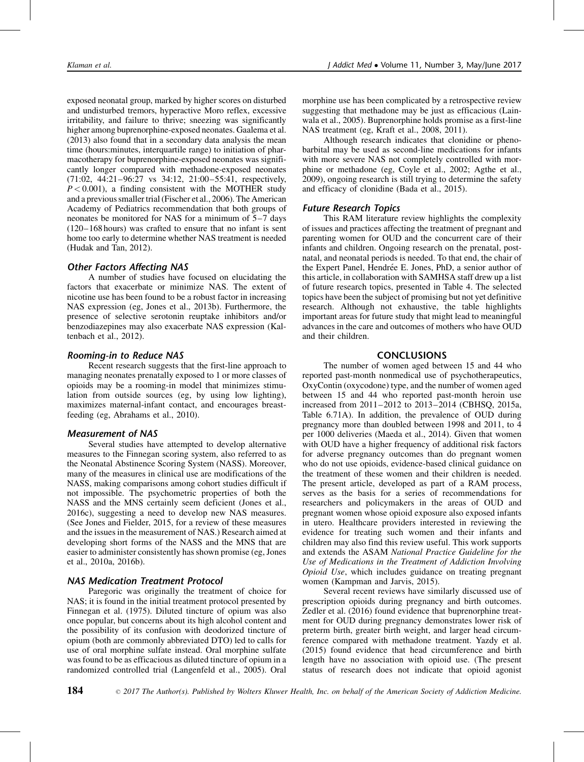exposed neonatal group, marked by higher scores on disturbed and undisturbed tremors, hyperactive Moro reflex, excessive irritability, and failure to thrive; sneezing was significantly higher among buprenorphine-exposed neonates. Gaalema et al. (2013) also found that in a secondary data analysis the mean time (hours:minutes, interquartile range) to initiation of pharmacotherapy for buprenorphine-exposed neonates was significantly longer compared with methadone-exposed neonates (71:02, 44:21–96:27 vs 34:12, 21:00–55:41, respectively, $P < 0.001$), a finding consistent with the MOTHER study and a previous smaller trial (Fischer et al., 2006). The American Academy of Pediatrics recommendation that both groups of neonates be monitored for NAS for a minimum of 5–7 days (120–168 hours) was crafted to ensure that no infant is sent home too early to determine whether NAS treatment is needed (Hudak and Tan, 2012).

### Other Factors Affecting NAS

A number of studies have focused on elucidating the factors that exacerbate or minimize NAS. The extent of nicotine use has been found to be a robust factor in increasing NAS expression (eg, Jones et al., 2013b). Furthermore, the presence of selective serotonin reuptake inhibitors and/or benzodiazepines may also exacerbate NAS expression (Kaltenbach et al., 2012).

### Rooming-in to Reduce NAS

Recent research suggests that the first-line approach to managing neonates prenatally exposed to 1 or more classes of opioids may be a rooming-in model that minimizes stimulation from outside sources (eg, by using low lighting), maximizes maternal-infant contact, and encourages breastfeeding (eg, Abrahams et al., 2010).

### Measurement of NAS

Several studies have attempted to develop alternative measures to the Finnegan scoring system, also referred to as the Neonatal Abstinence Scoring System (NASS). Moreover, many of the measures in clinical use are modifications of the NASS, making comparisons among cohort studies difficult if not impossible. The psychometric properties of both the NASS and the MNS certainly seem deficient (Jones et al., 2016c), suggesting a need to develop new NAS measures. (See Jones and Fielder, 2015, for a review of these measures and the issues in the measurement of NAS.) Research aimed at developing short forms of the NASS and the MNS that are easier to administer consistently has shown promise (eg, Jones et al., 2010a, 2016b).

### NAS Medication Treatment Protocol

Paregoric was originally the treatment of choice for NAS; it is found in the initial treatment protocol presented by Finnegan et al. (1975). Diluted tincture of opium was also once popular, but concerns about its high alcohol content and the possibility of its confusion with deodorized tincture of opium (both are commonly abbreviated DTO) led to calls for use of oral morphine sulfate instead. Oral morphine sulfate was found to be as efficacious as diluted tincture of opium in a randomized controlled trial (Langenfeld et al., 2005). Oral morphine use has been complicated by a retrospective review suggesting that methadone may be just as efficacious (Lainwala et al., 2005). Buprenorphine holds promise as a first-line NAS treatment (eg, Kraft et al., 2008, 2011).

Although research indicates that clonidine or phenobarbital may be used as second-line medications for infants with more severe NAS not completely controlled with morphine or methadone (eg, Coyle et al., 2002; Agthe et al., 2009), ongoing research is still trying to determine the safety and efficacy of clonidine (Bada et al., 2015).

### Future Research Topics

This RAM literature review highlights the complexity of issues and practices affecting the treatment of pregnant and parenting women for OUD and the concurrent care of their infants and children. Ongoing research on the prenatal, postnatal, and neonatal periods is needed. To that end, the chair of the Expert Panel, Hendrée E. Jones, PhD, a senior author of this article, in collaboration with SAMHSA staff drew up a list of future research topics, presented in Table 4. The selected topics have been the subject of promising but not yet definitive research. Although not exhaustive, the table highlights important areas for future study that might lead to meaningful advances in the care and outcomes of mothers who have OUD and their children.

## CONCLUSIONS

The number of women aged between 15 and 44 who reported past-month nonmedical use of psychotherapeutics, OxyContin (oxycodone) type, and the number of women aged between 15 and 44 who reported past-month heroin use increased from 2011–2012 to 2013–2014 (CBHSQ, 2015a, Table 6.71A). In addition, the prevalence of OUD during pregnancy more than doubled between 1998 and 2011, to 4 per 1000 deliveries (Maeda et al., 2014). Given that women with OUD have a higher frequency of additional risk factors for adverse pregnancy outcomes than do pregnant women who do not use opioids, evidence-based clinical guidance on the treatment of these women and their children is needed. The present article, developed as part of a RAM process, serves as the basis for a series of recommendations for researchers and policymakers in the areas of OUD and pregnant women whose opioid exposure also exposed infants in utero. Healthcare providers interested in reviewing the evidence for treating such women and their infants and children may also find this review useful. This work supports and extends the ASAM *National Practice Guideline for the Use of Medications in the Treatment of Addiction Involving Opioid Use*, which includes guidance on treating pregnant women (Kampman and Jarvis, 2015).

Several recent reviews have similarly discussed use of prescription opioids during pregnancy and birth outcomes. Zedler et al. (2016) found evidence that buprenorphine treatment for OUD during pregnancy demonstrates lower risk of preterm birth, greater birth weight, and larger head circumference compared with methadone treatment. Yazdy et al. (2015) found evidence that head circumference and birth length have no association with opioid use. (The present status of research does not indicate that opioid agonist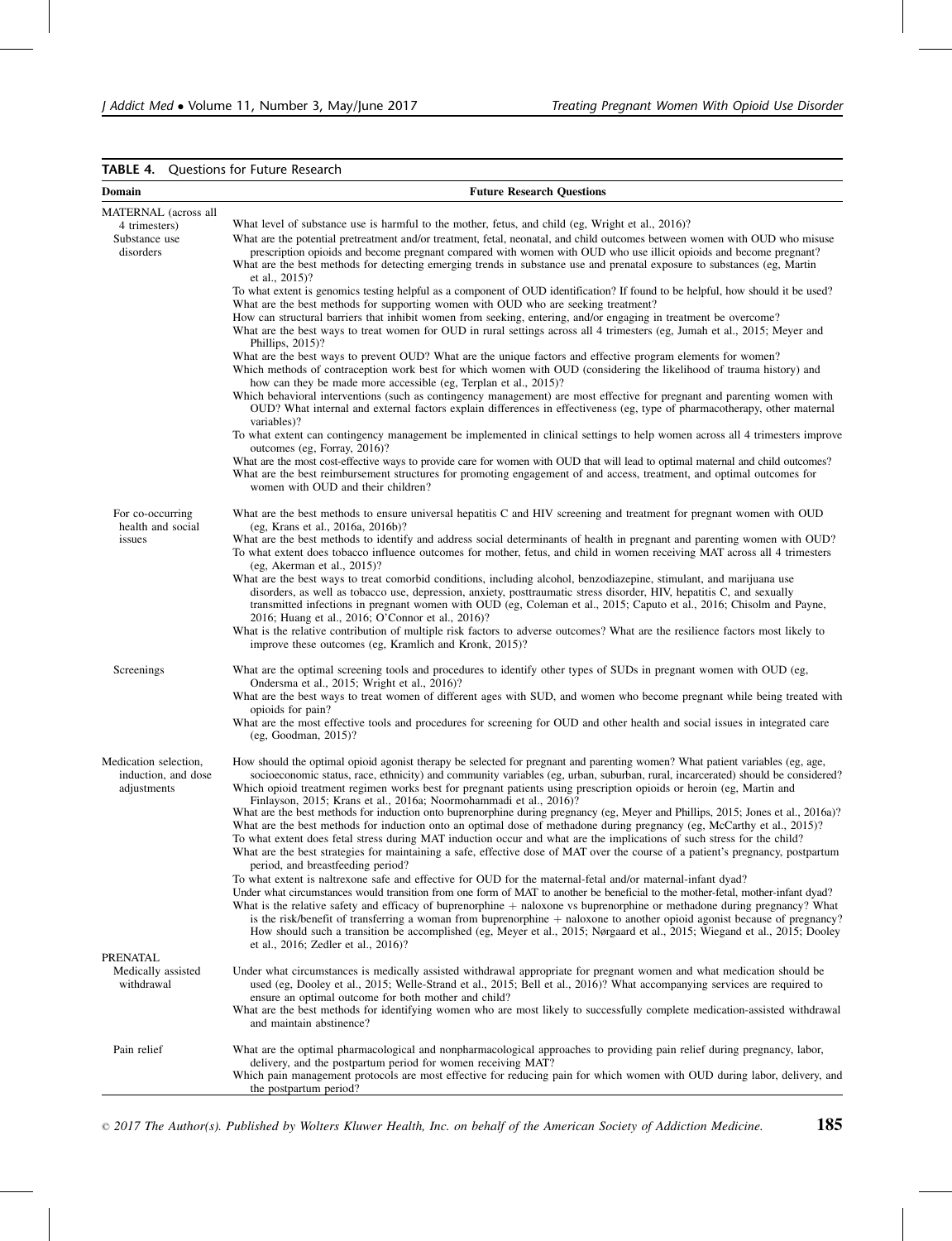**TABLE 4.** Questions for Future Research

| Domain | Future Research Questions |
|---|---|
| MATERNAL (across all 4 trimesters) Substance use disorders | What level of substance use is harmful to the mother, fetus, and child (eg, Wright et al., 2016)?<br>What are the potential pretreatment and/or treatment, fetal, neonatal, and child outcomes between women with OUD who misuse prescription opioids and become pregnant compared with women with OUD who use illicit opioids and become pregnant?<br>What are the best methods for detecting emerging trends in substance use and prenatal exposure to substances (eg, Martin et al., 2015)?<br>To what extent is genomics testing helpful as a component of OUD identification? If found to be helpful, how should it be used?<br>What are the best methods for supporting women with OUD who are seeking treatment?<br>How can structural barriers that inhibit women from seeking, entering, and/or engaging in treatment be overcome?<br>What are the best ways to treat women for OUD in rural settings across all 4 trimesters (eg, Jumah et al., 2015; Meyer and Phillips, 2015)?<br>What are the best ways to prevent OUD? What are the unique factors and effective program elements for women?<br>Which methods of contraception work best for which women with OUD (considering the likelihood of trauma history) and how can they be made more accessible (eg, Terplan et al., 2015)?<br>Which behavioral interventions (such as contingency management) are most effective for pregnant and parenting women with OUD? What internal and external factors explain differences in effectiveness (eg, type of pharmacotherapy, other maternal variables)?<br>To what extent can contingency management be implemented in clinical settings to help women across all 4 trimesters improve outcomes (eg, Forray, 2016)?<br>What are the most cost-effective ways to provide care for women with OUD that will lead to optimal maternal and child outcomes?<br>What are the best reimbursement structures for promoting engagement of and access, treatment, and optimal outcomes for women with OUD and their children? |
| For co-occurring health and social issues | What are the best methods to ensure universal hepatitis C and HIV screening and treatment for pregnant women with OUD (eg, Krans et al., 2016a, 2016b)?<br>What are the best methods to identify and address social determinants of health in pregnant and parenting women with OUD?<br>To what extent does tobacco influence outcomes for mother, fetus, and child in women receiving MAT across all 4 trimesters (eg, Akerman et al., 2015)?<br>What are the best ways to treat comorbid conditions, including alcohol, benzodiazepine, stimulant, and marijuana use disorders, as well as tobacco use, depression, anxiety, posttraumatic stress disorder, HIV, hepatitis C, and sexually transmitted infections in pregnant women with OUD (eg, Coleman et al., 2015; Caputo et al., 2016; Chisolm and Payne, 2016; Huang et al., 2016; O'Connor et al., 2016)?<br>What is the relative contribution of multiple risk factors to adverse outcomes? What are the resilience factors most likely to improve these outcomes (eg, Kramlich and Kronk, 2015)? |
| Screenings | What are the optimal screening tools and procedures to identify other types of SUDs in pregnant women with OUD (eg, Ondersma et al., 2015; Wright et al., 2016)?<br>What are the best ways to treat women of different ages with SUD, and women who become pregnant while being treated with opioids for pain?<br>What are the most effective tools and procedures for screening for OUD and other health and social issues in integrated care (eg, Goodman, 2015)? |
| Medication selection, induction, and dose adjustments | How should the optimal opioid agonist therapy be selected for pregnant and parenting women? What patient variables (eg, age, socioeconomic status, race, ethnicity) and community variables (eg, urban, suburban, rural, incarcerated) should be considered?<br>Which opioid treatment regimen works best for pregnant patients using prescription opioids or heroin (eg, Martin and Finlayson, 2015; Krans et al., 2016a; Noormohammadi et al., 2016)?<br>What are the best methods for induction onto buprenorphine during pregnancy (eg, Meyer and Phillips, 2015; Jones et al., 2016a)?<br>What are the best methods for induction onto an optimal dose of methadone during pregnancy (eg, McCarthy et al., 2015)?<br>To what extent does fetal stress during MAT induction occur and what are the implications of such stress for the child?<br>What are the best strategies for maintaining a safe, effective dose of MAT over the course of a patient's pregnancy, postpartum period, and breastfeeding period?<br>To what extent is naltrexone safe and effective for OUD for the maternal-fetal and/or maternal-infant dyad?<br>Under what circumstances would transition from one form of MAT to another be beneficial to the mother-fetal, mother-infant dyad?<br>What is the relative safety and efficacy of buprenorphine + naloxone vs buprenorphine or methadone during pregnancy? What is the risk/benefit of transferring a woman from buprenorphine + naloxone to another opioid agonist because of pregnancy? How should such a transition be accomplished (eg, Meyer et al., 2015; Nørgaard et al., 2015; Wiegand et al., 2015; Dooley et al., 2016; Zedler et al., 2016)? |
| PRENATAL Medically assisted withdrawal | Under what circumstances is medically assisted withdrawal appropriate for pregnant women and what medication should be used (eg, Dooley et al., 2015; Welle-Strand et al., 2015; Bell et al., 2016)? What accompanying services are required to ensure an optimal outcome for both mother and child?<br>What are the best methods for identifying women who are most likely to successfully complete medication-assisted withdrawal and maintain abstinence? |
| Pain relief | What are the optimal pharmacological and nonpharmacological approaches to providing pain relief during pregnancy, labor, delivery, and the postpartum period for women receiving MAT?<br>Which pain management protocols are most effective for reducing pain for which women with OUD during labor, delivery, and the postpartum period? |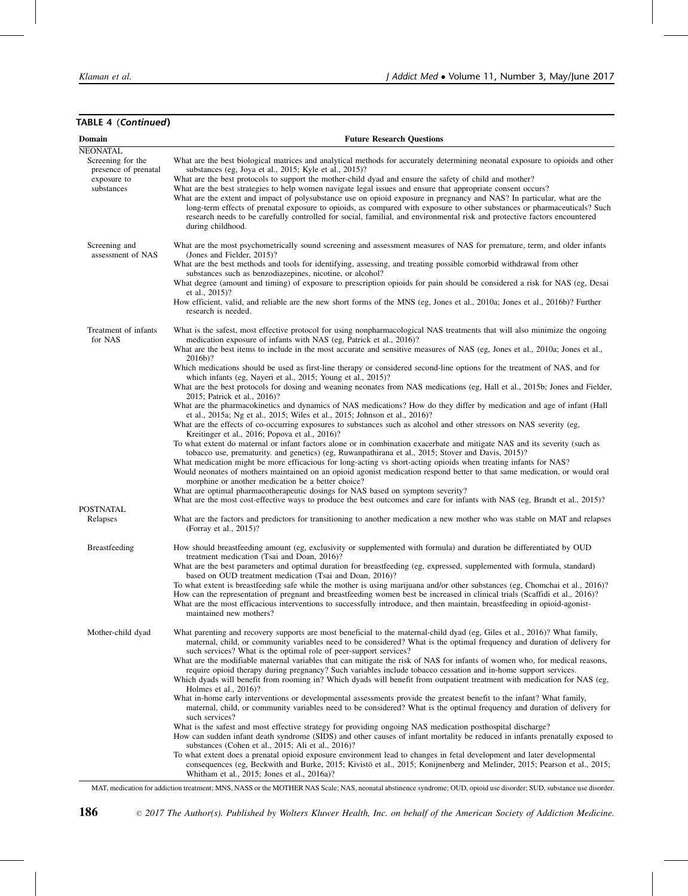**TABLE 4 (*Continued*)**

| Domain | Future Research Questions |
|---|---|
| NEONATAL | |
| Screening for the presence of prenatal exposure to substances | What are the best biological matrices and analytical methods for accurately determining neonatal exposure to opioids and other substances (eg, Joya et al., 2015; Kyle et al., 2015)? What are the best protocols to support the mother-child dyad and ensure the safety of child and mother? What are the best strategies to help women navigate legal issues and ensure that appropriate consent occurs? What are the extent and impact of polysubstance use on opioid exposure in pregnancy and NAS? In particular, what are the long-term effects of prenatal exposure to opioids, as compared with exposure to other substances or pharmaceuticals? Such research needs to be carefully controlled for social, familial, and environmental risk and protective factors encountered during childhood. |
| Screening and assessment of NAS | What are the most psychometrically sound screening and assessment measures of NAS for premature, term, and older infants (Jones and Fielder, 2015)? What are the best methods and tools for identifying, assessing, and treating possible comorbid withdrawal from other substances such as benzodiazepines, nicotine, or alcohol? What degree (amount and timing) of exposure to prescription opioids for pain should be considered a risk for NAS (eg, Desai et al., 2015)? How efficient, valid, and reliable are the new short forms of the MNS (eg, Jones et al., 2010a; Jones et al., 2016b)? Further research is needed. |
| Treatment of infants for NAS | What is the safest, most effective protocol for using nonpharmacological NAS treatments that will also minimize the ongoing medication exposure of infants with NAS (eg, Patrick et al., 2016)? What are the best items to include in the most accurate and sensitive measures of NAS (eg, Jones et al., 2010a; Jones et al., 2016b)? Which medications should be used as first-line therapy or considered second-line options for the treatment of NAS, and for which infants (eg, Nayeri et al., 2015; Young et al., 2015)? What are the best protocols for dosing and weaning neonates from NAS medications (eg, Hall et al., 2015b; Jones and Fielder, 2015; Patrick et al., 2016)? What are the pharmacokinetics and dynamics of NAS medications? How do they differ by medication and age of infant (Hall et al., 2015a; Ng et al., 2015; Wiles et al., 2015; Johnson et al., 2016)? What are the effects of co-occurring exposures to substances such as alcohol and other stressors on NAS severity (eg, Kreitinger et al., 2016; Popova et al., 2016)? To what extent do maternal or infant factors alone or in combination exacerbate and mitigate NAS and its severity (such as tobacco use, prematurity. and genetics) (eg, Ruwanpathirana et al., 2015; Stover and Davis, 2015)? What medication might be more efficacious for long-acting vs short-acting opioids when treating infants for NAS? Would neonates of mothers maintained on an opioid agonist medication respond better to that same medication, or would oral morphine or another medication be a better choice? What are optimal pharmacotherapeutic dosings for NAS based on symptom severity? What are the most cost-effective ways to produce the best outcomes and care for infants with NAS (eg, Brandt et al., 2015)? |
| POSTNATAL | |
| Relapses | What are the factors and predictors for transitioning to another medication a new mother who was stable on MAT and relapses (Forray et al., 2015)? |
| Breastfeeding | How should breastfeeding amount (eg, exclusivity or supplemented with formula) and duration be differentiated by OUD treatment medication (Tsai and Doan, 2016)? What are the best parameters and optimal duration for breastfeeding (eg, expressed, supplemented with formula, standard) based on OUD treatment medication (Tsai and Doan, 2016)? To what extent is breastfeeding safe while the mother is using marijuana and/or other substances (eg, Chomchai et al., 2016)? How can the representation of pregnant and breastfeeding women best be increased in clinical trials (Scaffidi et al., 2016)? What are the most efficacious interventions to successfully introduce, and then maintain, breastfeeding in opioid-agonist-maintained new mothers? |
| Mother-child dyad | What parenting and recovery supports are most beneficial to the maternal-child dyad (eg, Giles et al., 2016)? What family, maternal, child, or community variables need to be considered? What is the optimal frequency and duration of delivery for such services? What is the optimal role of peer-support services? What are the modifiable maternal variables that can mitigate the risk of NAS for infants of women who, for medical reasons, require opioid therapy during pregnancy? Such variables include tobacco cessation and in-home support services. Which dyads will benefit from rooming in? Which dyads will benefit from outpatient treatment with medication for NAS (eg, Holmes et al., 2016)? What in-home early interventions or developmental assessments provide the greatest benefit to the infant? What family, maternal, child, or community variables need to be considered? What is the optimal frequency and duration of delivery for such services? What is the safest and most effective strategy for providing ongoing NAS medication posthospital discharge? How can sudden infant death syndrome (SIDS) and other causes of infant mortality be reduced in infants prenatally exposed to substances (Cohen et al., 2015; Ali et al., 2016)? To what extent does a prenatal opioid exposure environment lead to changes in fetal development and later developmental consequences (eg, Beckwith and Burke, 2015; Kivistö et al., 2015; Konijnenberg and Melinder, 2015; Pearson et al., 2015; Whitham et al., 2015; Jones et al., 2016a)? |

MAT, medication for addiction treatment; MNS, NASS or the MOTHER NAS Scale; NAS, neonatal abstinence syndrome; OUD, opioid use disorder; SUD, substance use disorder.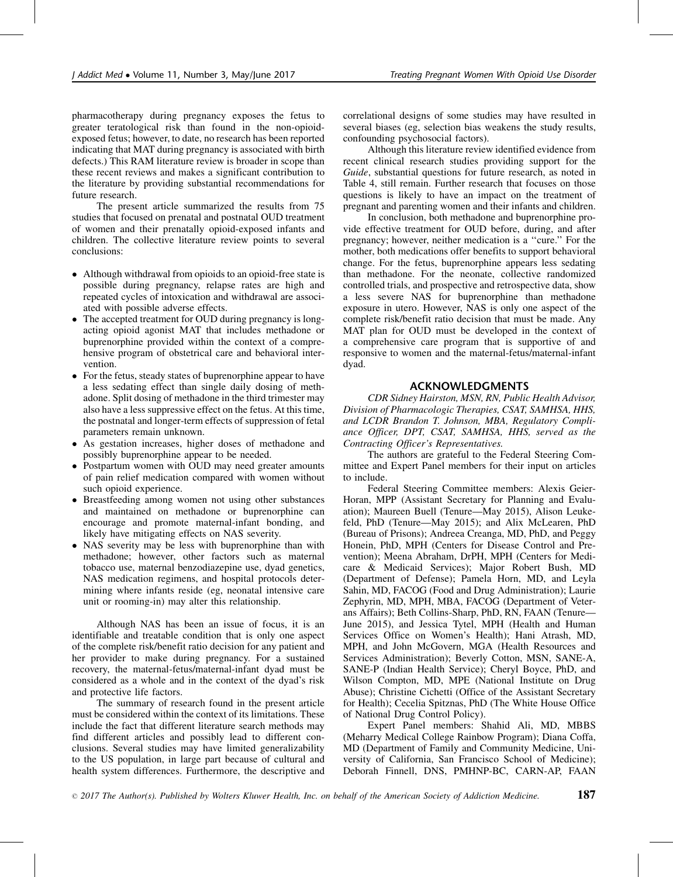pharmacotherapy during pregnancy exposes the fetus to greater teratological risk than found in the non-opioid-exposed fetus; however, to date, no research has been reported indicating that MAT during pregnancy is associated with birth defects.) This RAM literature review is broader in scope than these recent reviews and makes a significant contribution to the literature by providing substantial recommendations for future research.

The present article summarized the results from 75 studies that focused on prenatal and postnatal OUD treatment of women and their prenatally opioid-exposed infants and children. The collective literature review points to several conclusions:

- Although withdrawal from opioids to an opioid-free state is possible during pregnancy, relapse rates are high and repeated cycles of intoxication and withdrawal are associated with possible adverse effects.
- The accepted treatment for OUD during pregnancy is long-acting opioid agonist MAT that includes methadone or buprenorphine provided within the context of a comprehensive program of obstetrical care and behavioral intervention.
- For the fetus, steady states of buprenorphine appear to have a less sedating effect than single daily dosing of methadone. Split dosing of methadone in the third trimester may also have a less suppressive effect on the fetus. At this time, the postnatal and longer-term effects of suppression of fetal parameters remain unknown.
- As gestation increases, higher doses of methadone and possibly buprenorphine appear to be needed.
- Postpartum women with OUD may need greater amounts of pain relief medication compared with women without such opioid experience.
- Breastfeeding among women not using other substances and maintained on methadone or buprenorphine can encourage and promote maternal-infant bonding, and likely have mitigating effects on NAS severity.
- NAS severity may be less with buprenorphine than with methadone; however, other factors such as maternal tobacco use, maternal benzodiazepine use, dyad genetics, NAS medication regimens, and hospital protocols determining where infants reside (eg, neonatal intensive care unit or rooming-in) may alter this relationship.

Although NAS has been an issue of focus, it is an identifiable and treatable condition that is only one aspect of the complete risk/benefit ratio decision for any patient and her provider to make during pregnancy. For a sustained recovery, the maternal-fetus/maternal-infant dyad must be considered as a whole and in the context of the dyad's risk and protective life factors.

The summary of research found in the present article must be considered within the context of its limitations. These include the fact that different literature search methods may find different articles and possibly lead to different conclusions. Several studies may have limited generalizability to the US population, in large part because of cultural and health system differences. Furthermore, the descriptive and correlational designs of some studies may have resulted in several biases (eg, selection bias weakens the study results, confounding psychosocial factors).

Although this literature review identified evidence from recent clinical research studies providing support for the *Guide*, substantial questions for future research, as noted in Table 4, still remain. Further research that focuses on those questions is likely to have an impact on the treatment of pregnant and parenting women and their infants and children.

In conclusion, both methadone and buprenorphine provide effective treatment for OUD before, during, and after pregnancy; however, neither medication is a "cure." For the mother, both medications offer benefits to support behavioral change. For the fetus, buprenorphine appears less sedating than methadone. For the neonate, collective randomized controlled trials, and prospective and retrospective data, show a less severe NAS for buprenorphine than methadone exposure in utero. However, NAS is only one aspect of the complete risk/benefit ratio decision that must be made. Any MAT plan for OUD must be developed in the context of a comprehensive care program that is supportive of and responsive to women and the maternal-fetus/maternal-infant dyad.

## ACKNOWLEDGMENTS

*CDR Sidney Hairston, MSN, RN, Public Health Advisor, Division of Pharmacologic Therapies, CSAT, SAMHSA, HHS, and LCDR Brandon T. Johnson, MBA, Regulatory Compliance Officer, DPT, CSAT, SAMHSA, HHS, served as the Contracting Officer's Representatives.*

The authors are grateful to the Federal Steering Committee and Expert Panel members for their input on articles to include.

Federal Steering Committee members: Alexis Geier-Horan, MPP (Assistant Secretary for Planning and Evaluation); Maureen Buell (Tenure—May 2015), Alison Leukefeld, PhD (Tenure—May 2015); and Alix McLearen, PhD (Bureau of Prisons); Andreea Creanga, MD, PhD, and Peggy Honein, PhD, MPH (Centers for Disease Control and Prevention); Meena Abraham, DrPH, MPH (Centers for Medicare & Medicaid Services); Major Robert Bush, MD (Department of Defense); Pamela Horn, MD, and Leyla Sahin, MD, FACOG (Food and Drug Administration); Laurie Zephyrin, MD, MPH, MBA, FACOG (Department of Veterans Affairs); Beth Collins-Sharp, PhD, RN, FAAN (Tenure—June 2015), and Jessica Tytel, MPH (Health and Human Services Office on Women's Health); Hani Atrash, MD, MPH, and John McGovern, MGA (Health Resources and Services Administration); Beverly Cotton, MSN, SANE-A, SANE-P (Indian Health Service); Cheryl Boyce, PhD, and Wilson Compton, MD, MPE (National Institute on Drug Abuse); Christine Cichetti (Office of the Assistant Secretary for Health); Cecelia Spitznas, PhD (The White House Office of National Drug Control Policy).

Expert Panel members: Shahid Ali, MD, MBBS (Meharry Medical College Rainbow Program); Diana Coffa, MD (Department of Family and Community Medicine, University of California, San Francisco School of Medicine); Deborah Finnell, DNS, PMHNP-BC, CARN-AP, FAAN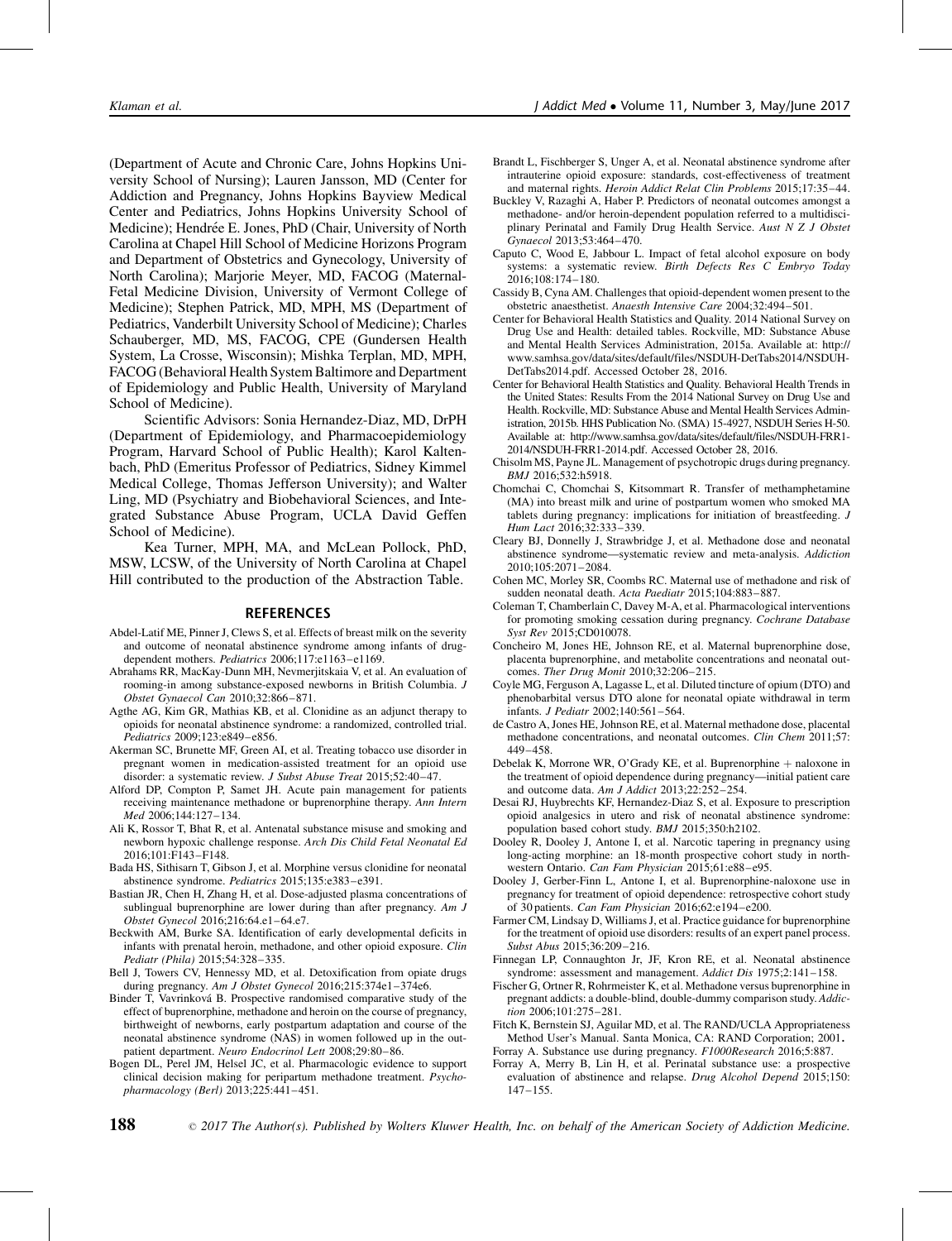(Department of Acute and Chronic Care, Johns Hopkins University School of Nursing); Lauren Jansson, MD (Center for Addiction and Pregnancy, Johns Hopkins Bayview Medical Center and Pediatrics, Johns Hopkins University School of Medicine); Hendrée E. Jones, PhD (Chair, University of North Carolina at Chapel Hill School of Medicine Horizons Program and Department of Obstetrics and Gynecology, University of North Carolina); Marjorie Meyer, MD, FACOG (Maternal-Fetal Medicine Division, University of Vermont College of Medicine); Stephen Patrick, MD, MPH, MS (Department of Pediatrics, Vanderbilt University School of Medicine); Charles Schauberger, MD, MS, FACOG, CPE (Gundersen Health System, La Crosse, Wisconsin); Mishka Terplan, MD, MPH, FACOG (Behavioral Health System Baltimore and Department of Epidemiology and Public Health, University of Maryland School of Medicine).

Scientific Advisors: Sonia Hernandez-Diaz, MD, DrPH (Department of Epidemiology, and Pharmacoepidemiology Program, Harvard School of Public Health); Karol Kaltenbach, PhD (Emeritus Professor of Pediatrics, Sidney Kimmel Medical College, Thomas Jefferson University); and Walter Ling, MD (Psychiatry and Biobehavioral Sciences, and Integrated Substance Abuse Program, UCLA David Geffen School of Medicine).

Kea Turner, MPH, MA, and McLean Pollock, PhD, MSW, LCSW, of the University of North Carolina at Chapel Hill contributed to the production of the Abstraction Table.

## REFERENCES

Abdel-Latif ME, Pinner J, Clews S, et al. Effects of breast milk on the severity and outcome of neonatal abstinence syndrome among infants of drug-dependent mothers. *Pediatrics* 2006;117:e1163–e1169.

Abrahams RR, MacKay-Dunn MH, Nevmerjitskaia V, et al. An evaluation of rooming-in among substance-exposed newborns in British Columbia. *J Obstet Gynaecol Can* 2010;32:866–871.

Agthe AG, Kim GR, Mathias KB, et al. Clonidine as an adjunct therapy to opioids for neonatal abstinence syndrome: a randomized, controlled trial. *Pediatrics* 2009;123:e849–e856.

Akerman SC, Brunette MF, Green AI, et al. Treating tobacco use disorder in pregnant women in medication-assisted treatment for an opioid use disorder: a systematic review. *J Subst Abuse Treat* 2015;52:40–47.

Alford DP, Compton P, Samet JH. Acute pain management for patients receiving maintenance methadone or buprenorphine therapy. *Ann Intern Med* 2006;144:127–134.

Ali K, Rossor T, Bhat R, et al. Antenatal substance misuse and smoking and newborn hypoxic challenge response. *Arch Dis Child Fetal Neonatal Ed* 2016;101:F143–F148.

Bada HS, Sithisarn T, Gibson J, et al. Morphine versus clonidine for neonatal abstinence syndrome. *Pediatrics* 2015;135:e383–e391.

Bastian JR, Chen H, Zhang H, et al. Dose-adjusted plasma concentrations of sublingual buprenorphine are lower during than after pregnancy. *Am J Obstet Gynecol* 2016;216:64.e1–64.e7.

Beckwith AM, Burke SA. Identification of early developmental deficits in infants with prenatal heroin, methadone, and other opioid exposure. *Clin Pediatr (Phila)* 2015;54:328–335.

Bell J, Towers CV, Hennessy MD, et al. Detoxification from opiate drugs during pregnancy. *Am J Obstet Gynecol* 2016;215:374e1–374e6.

Binder T, Vavrinková B. Prospective randomised comparative study of the effect of buprenorphine, methadone and heroin on the course of pregnancy, birthweight of newborns, early postpartum adaptation and course of the neonatal abstinence syndrome (NAS) in women followed up in the outpatient department. *Neuro Endocrinol Lett* 2008;29:80–86.

Bogen DL, Perel JM, Helsel JC, et al. Pharmacologic evidence to support clinical decision making for peripartum methadone treatment. *Psychopharmacology (Berl)* 2013;225:441–451.

Brandt L, Fischberger S, Unger A, et al. Neonatal abstinence syndrome after intrauterine opioid exposure: standards, cost-effectiveness of treatment and maternal rights. *Heroin Addict Relat Clin Problems* 2015;17:35–44.

Buckley V, Razaghi A, Haber P. Predictors of neonatal outcomes amongst a methadone- and/or heroin-dependent population referred to a multidisciplinary Perinatal and Family Drug Health Service. *Aust N Z J Obstet Gynaecol* 2013;53:464–470.

Caputo C, Wood E, Jabbour L. Impact of fetal alcohol exposure on body systems: a systematic review. *Birth Defects Res C Embryo Today* 2016;108:174–180.

Cassidy B, Cyna AM. Challenges that opioid-dependent women present to the obstetric anaesthetist. *Anaesth Intensive Care* 2004;32:494–501.

Center for Behavioral Health Statistics and Quality. 2014 National Survey on Drug Use and Health: detailed tables. Rockville, MD: Substance Abuse and Mental Health Services Administration, 2015a. Available at: http://www.samhsa.gov/data/sites/default/files/NSDUH-DetTabs2014/NSDUH-DetTabs2014.pdf. Accessed October 28, 2016.

Center for Behavioral Health Statistics and Quality. Behavioral Health Trends in the United States: Results From the 2014 National Survey on Drug Use and Health. Rockville, MD: Substance Abuse and Mental Health Services Administration, 2015b. HHS Publication No. (SMA) 15-4927, NSDUH Series H-50. Available at: http://www.samhsa.gov/data/sites/default/files/NSDUH-FRR1-2014/NSDUH-FRR1-2014.pdf. Accessed October 28, 2016.

Chisolm MS, Payne JL. Management of psychotropic drugs during pregnancy. *BMJ* 2016;532:h5918.

Chomchai C, Chomchai S, Kitsommart R. Transfer of methamphetamine (MA) into breast milk and urine of postpartum women who smoked MA tablets during pregnancy: implications for initiation of breastfeeding. *J Hum Lact* 2016;32:333–339.

Cleary BJ, Donnelly J, Strawbridge J, et al. Methadone dose and neonatal abstinence syndrome—systematic review and meta-analysis. *Addiction* 2010;105:2071–2084.

Cohen MC, Morley SR, Coombs RC. Maternal use of methadone and risk of sudden neonatal death. *Acta Paediatr* 2015;104:883–887.

Coleman T, Chamberlain C, Davey M-A, et al. Pharmacological interventions for promoting smoking cessation during pregnancy. *Cochrane Database Syst Rev* 2015;CD010078.

Concheiro M, Jones HE, Johnson RE, et al. Maternal buprenorphine dose, placenta buprenorphine, and metabolite concentrations and neonatal outcomes. *Ther Drug Monit* 2010;32:206–215.

Coyle MG, Ferguson A, Lagasse L, et al. Diluted tincture of opium (DTO) and phenobarbital versus DTO alone for neonatal opiate withdrawal in term infants. *J Pediatr* 2002;140:561–564.

de Castro A, Jones HE, Johnson RE, et al. Maternal methadone dose, placental methadone concentrations, and neonatal outcomes. *Clin Chem* 2011;57:449–458.

Debelak K, Morrone WR, O'Grady KE, et al. Buprenorphine + naloxone in the treatment of opioid dependence during pregnancy—initial patient care and outcome data. *Am J Addict* 2013;22:252–254.

Desai RJ, Huybrechts KF, Hernandez-Diaz S, et al. Exposure to prescription opioid analgesics in utero and risk of neonatal abstinence syndrome: population based cohort study. *BMJ* 2015;350:h2102.

Dooley R, Dooley J, Antone I, et al. Narcotic tapering in pregnancy using long-acting morphine: an 18-month prospective cohort study in northwestern Ontario. *Can Fam Physician* 2015;61:e88–e95.

Dooley J, Gerber-Finn L, Antone I, et al. Buprenorphine-naloxone use in pregnancy for treatment of opioid dependence: retrospective cohort study of 30 patients. *Can Fam Physician* 2016;62:e194–e200.

Farmer CM, Lindsay D, Williams J, et al. Practice guidance for buprenorphine for the treatment of opioid use disorders: results of an expert panel process. *Subst Abus* 2015;36:209–216.

Finnegan LP, Connaughton Jr, JF, Kron RE, et al. Neonatal abstinence syndrome: assessment and management. *Addict Dis* 1975;2:141–158.

Fischer G, Ortner R, Rohrmeister K, et al. Methadone versus buprenorphine in pregnant addicts: a double-blind, double-dummy comparison study. *Addiction* 2006;101:275–281.

Fitch K, Bernstein SJ, Aguilar MD, et al. The RAND/UCLA Appropriateness Method User's Manual. Santa Monica, CA: RAND Corporation; 2001.

Forray A. Substance use during pregnancy. *F1000Research* 2016;5:887.

Forray A, Merry B, Lin H, et al. Perinatal substance use: a prospective evaluation of abstinence and relapse. *Drug Alcohol Depend* 2015;150:147–155.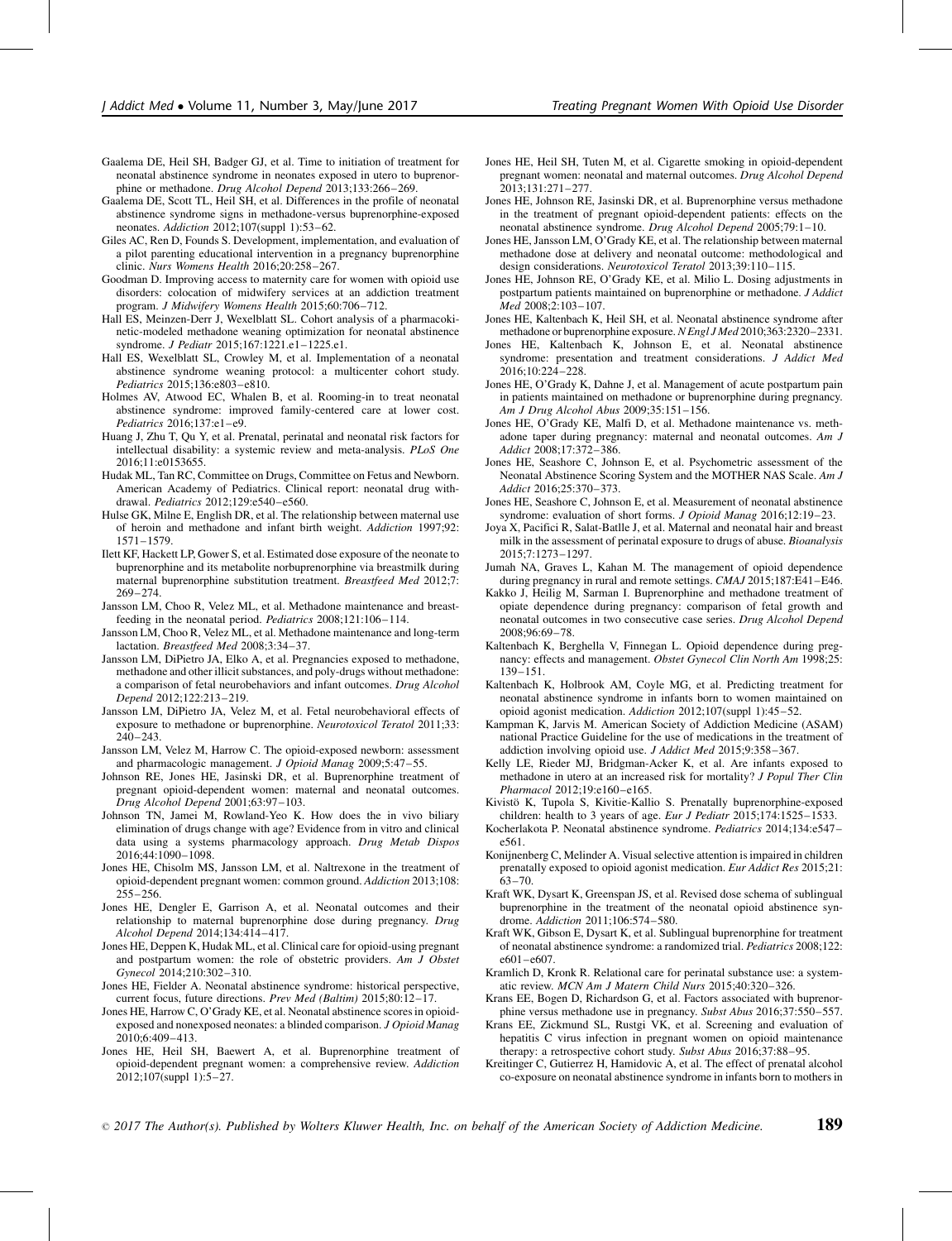Gaalema DE, Heil SH, Badger GJ, et al. Time to initiation of treatment for neonatal abstinence syndrome in neonates exposed in utero to buprenorphine or methadone. *Drug Alcohol Depend* 2013;133:266–269.

Gaalema DE, Scott TL, Heil SH, et al. Differences in the profile of neonatal abstinence syndrome signs in methadone-versus buprenorphine-exposed neonates. *Addiction* 2012;107(suppl 1):53–62.

Giles AC, Ren D, Founds S. Development, implementation, and evaluation of a pilot parenting educational intervention in a pregnancy buprenorphine clinic. *Nurs Womens Health* 2016;20:258–267.

Goodman D. Improving access to maternity care for women with opioid use disorders: colocation of midwifery services at an addiction treatment program. *J Midwifery Womens Health* 2015;60:706–712.

Hall ES, Meinzen-Derr J, Wexelblatt SL. Cohort analysis of a pharmacokinetic-modeled methadone weaning optimization for neonatal abstinence syndrome. *J Pediatr* 2015;167:1221.e1–1225.e1.

Hall ES, Wexelblatt SL, Crowley M, et al. Implementation of a neonatal abstinence syndrome weaning protocol: a multicenter cohort study. *Pediatrics* 2015;136:e803–e810.

Holmes AV, Atwood EC, Whalen B, et al. Rooming-in to treat neonatal abstinence syndrome: improved family-centered care at lower cost. *Pediatrics* 2016;137:e1–e9.

Huang J, Zhu T, Qu Y, et al. Prenatal, perinatal and neonatal risk factors for intellectual disability: a systemic review and meta-analysis. *PLoS One* 2016;11:e0153655.

Hudak ML, Tan RC, Committee on Drugs, Committee on Fetus and Newborn. American Academy of Pediatrics. Clinical report: neonatal drug withdrawal. *Pediatrics* 2012;129:e540–e560.

Hulse GK, Milne E, English DR, et al. The relationship between maternal use of heroin and methadone and infant birth weight. *Addiction* 1997;92:1571–1579.

Ilett KF, Hackett LP, Gower S, et al. Estimated dose exposure of the neonate to buprenorphine and its metabolite norbuprenorphine via breastmilk during maternal buprenorphine substitution treatment. *Breastfeed Med* 2012;7:269–274.

Jansson LM, Choo R, Velez ML, et al. Methadone maintenance and breastfeeding in the neonatal period. *Pediatrics* 2008;121:106–114.

Jansson LM, Choo R, Velez ML, et al. Methadone maintenance and long-term lactation. *Breastfeed Med* 2008;3:34–37.

Jansson LM, DiPietro JA, Elko A, et al. Pregnancies exposed to methadone, methadone and other illicit substances, and poly-drugs without methadone: a comparison of fetal neurobehaviors and infant outcomes. *Drug Alcohol Depend* 2012;122:213–219.

Jansson LM, DiPietro JA, Velez M, et al. Fetal neurobehavioral effects of exposure to methadone or buprenorphine. *Neurotoxicol Teratol* 2011;33:240–243.

Jansson LM, Velez M, Harrow C. The opioid-exposed newborn: assessment and pharmacologic management. *J Opioid Manag* 2009;5:47–55.

Johnson RE, Jones HE, Jasinski DR, et al. Buprenorphine treatment of pregnant opioid-dependent women: maternal and neonatal outcomes. *Drug Alcohol Depend* 2001;63:97–103.

Johnson TN, Jamei M, Rowland-Yeo K. How does the in vivo biliary elimination of drugs change with age? Evidence from in vitro and clinical data using a systems pharmacology approach. *Drug Metab Dispos* 2016;44:1090–1098.

Jones HE, Chisolm MS, Jansson LM, et al. Naltrexone in the treatment of opioid-dependent pregnant women: common ground. *Addiction* 2013;108:255–256.

Jones HE, Dengler E, Garrison A, et al. Neonatal outcomes and their relationship to maternal buprenorphine dose during pregnancy. *Drug Alcohol Depend* 2014;134:414–417.

Jones HE, Deppen K, Hudak ML, et al. Clinical care for opioid-using pregnant and postpartum women: the role of obstetric providers. *Am J Obstet Gynecol* 2014;210:302–310.

Jones HE, Fielder A. Neonatal abstinence syndrome: historical perspective, current focus, future directions. *Prev Med (Baltim)* 2015;80:12–17.

Jones HE, Harrow C, O'Grady KE, et al. Neonatal abstinence scores in opioid-exposed and nonexposed neonates: a blinded comparison. *J Opioid Manag* 2010;6:409–413.

Jones HE, Heil SH, Baewert A, et al. Buprenorphine treatment of opioid-dependent pregnant women: a comprehensive review. *Addiction* 2012;107(suppl 1):5–27.

Jones HE, Heil SH, Tuten M, et al. Cigarette smoking in opioid-dependent pregnant women: neonatal and maternal outcomes. *Drug Alcohol Depend* 2013;131:271–277.

Jones HE, Johnson RE, Jasinski DR, et al. Buprenorphine versus methadone in the treatment of pregnant opioid-dependent patients: effects on the neonatal abstinence syndrome. *Drug Alcohol Depend* 2005;79:1–10.

Jones HE, Jansson LM, O'Grady KE, et al. The relationship between maternal methadone dose at delivery and neonatal outcome: methodological and design considerations. *Neurotoxicol Teratol* 2013;39:110–115.

Jones HE, Johnson RE, O'Grady KE, et al. Milio L. Dosing adjustments in postpartum patients maintained on buprenorphine or methadone. *J Addict Med* 2008;2:103–107.

Jones HE, Kaltenbach K, Heil SH, et al. Neonatal abstinence syndrome after methadone or buprenorphine exposure. *N Engl J Med* 2010;363:2320–2331.

Jones HE, Kaltenbach K, Johnson E, et al. Neonatal abstinence syndrome: presentation and treatment considerations. *J Addict Med* 2016;10:224–228.

Jones HE, O'Grady K, Dahne J, et al. Management of acute postpartum pain in patients maintained on methadone or buprenorphine during pregnancy. *Am J Drug Alcohol Abus* 2009;35:151–156.

Jones HE, O'Grady KE, Malfi D, et al. Methadone maintenance vs. methadone taper during pregnancy: maternal and neonatal outcomes. *Am J Addict* 2008;17:372–386.

Jones HE, Seashore C, Johnson E, et al. Psychometric assessment of the Neonatal Abstinence Scoring System and the MOTHER NAS Scale. *Am J Addict* 2016;25:370–373.

Jones HE, Seashore C, Johnson E, et al. Measurement of neonatal abstinence syndrome: evaluation of short forms. *J Opioid Manag* 2016;12:19–23.

Joya X, Pacifici R, Salat-Batlle J, et al. Maternal and neonatal hair and breast milk in the assessment of perinatal exposure to drugs of abuse. *Bioanalysis* 2015;7:1273–1297.

Jumah NA, Graves L, Kahan M. The management of opioid dependence during pregnancy in rural and remote settings. *CMAJ* 2015;187:E41–E46.

Kakko J, Heilig M, Sarman I. Buprenorphine and methadone treatment of opiate dependence during pregnancy: comparison of fetal growth and neonatal outcomes in two consecutive case series. *Drug Alcohol Depend* 2008;96:69–78.

Kaltenbach K, Berghella V, Finnegan L. Opioid dependence during pregnancy: effects and management. *Obstet Gynecol Clin North Am* 1998;25:139–151.

Kaltenbach K, Holbrook AM, Coyle MG, et al. Predicting treatment for neonatal abstinence syndrome in infants born to women maintained on opioid agonist medication. *Addiction* 2012;107(suppl 1):45–52.

Kampman K, Jarvis M. American Society of Addiction Medicine (ASAM) national Practice Guideline for the use of medications in the treatment of addiction involving opioid use. *J Addict Med* 2015;9:358–367.

Kelly LE, Rieder MJ, Bridgman-Acker K, et al. Are infants exposed to methadone in utero at an increased risk for mortality? *J Popul Ther Clin Pharmacol* 2012;19:e160–e165.

Kivistö K, Tupola S, Kivitie-Kallio S. Prenatally buprenorphine-exposed children: health to 3 years of age. *Eur J Pediatr* 2015;174:1525–1533.

Kocherlakota P. Neonatal abstinence syndrome. *Pediatrics* 2014;134:e547–e561.

Konijnenberg C, Melinder A. Visual selective attention is impaired in children prenatally exposed to opioid agonist medication. *Eur Addict Res* 2015;21:63–70.

Kraft WK, Dysart K, Greenspan JS, et al. Revised dose schema of sublingual buprenorphine in the treatment of the neonatal opioid abstinence syndrome. *Addiction* 2011;106:574–580.

Kraft WK, Gibson E, Dysart K, et al. Sublingual buprenorphine for treatment of neonatal abstinence syndrome: a randomized trial. *Pediatrics* 2008;122:e601–e607.

Kramlich D, Kronk R. Relational care for perinatal substance use: a systematic review. *MCN Am J Matern Child Nurs* 2015;40:320–326.

Krans EE, Bogen D, Richardson G, et al. Factors associated with buprenorphine versus methadone use in pregnancy. *Subst Abus* 2016;37:550–557.

Krans EE, Zickmund SL, Rustgi VK, et al. Screening and evaluation of hepatitis C virus infection in pregnant women on opioid maintenance therapy: a retrospective cohort study. *Subst Abus* 2016;37:88–95.

Kreitinger C, Gutierrez H, Hamidovic A, et al. The effect of prenatal alcohol co-exposure on neonatal abstinence syndrome in infants born to mothers in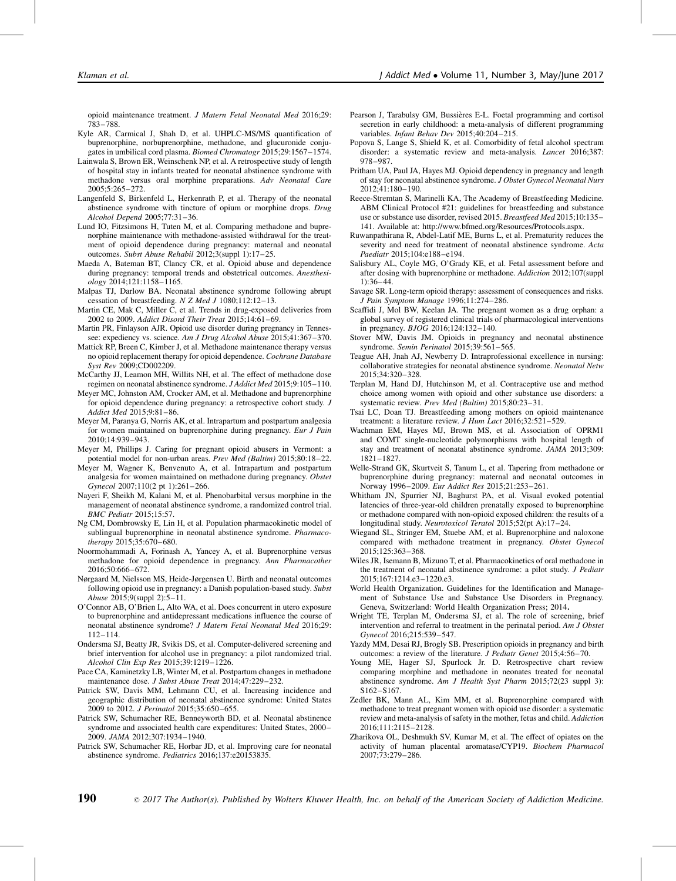opioid maintenance treatment. *J Matern Fetal Neonatal Med* 2016;29: 783–788.

Kyle AR, Carmical J, Shah D, et al. UHPLC-MS/MS quantification of buprenorphine, norbuprenorphine, methadone, and glucuronide conjugates in umbilical cord plasma. *Biomed Chromatogr* 2015;29:1567–1574.

Lainwala S, Brown ER, Weinschenk NP, et al. A retrospective study of length of hospital stay in infants treated for neonatal abstinence syndrome with methadone versus oral morphine preparations. *Adv Neonatal Care* 2005;5:265–272.

Langenfeld S, Birkenfeld L, Herkenrath P, et al. Therapy of the neonatal abstinence syndrome with tincture of opium or morphine drops. *Drug Alcohol Depend* 2005;77:31–36.

Lund IO, Fitzsimons H, Tuten M, et al. Comparing methadone and buprenorphine maintenance with methadone-assisted withdrawal for the treatment of opioid dependence during pregnancy: maternal and neonatal outcomes. *Subst Abuse Rehabil* 2012;3(suppl 1):17–25.

Maeda A, Bateman BT, Clancy CR, et al. Opioid abuse and dependence during pregnancy: temporal trends and obstetrical outcomes. *Anesthesiology* 2014;121:1158–1165.

Malpas TJ, Darlow BA. Neonatal abstinence syndrome following abrupt cessation of breastfeeding. *N Z Med J* 1080;112:12–13.

Martin CE, Mak C, Miller C, et al. Trends in drug-exposed deliveries from 2002 to 2009. *Addict Disord Their Treat* 2015;14:61–69.

Martin PR, Finlayson AJR. Opioid use disorder during pregnancy in Tennessee: expediency vs. science. *Am J Drug Alcohol Abuse* 2015;41:367–370.

Mattick RP, Breen C, Kimber J, et al. Methadone maintenance therapy versus no opioid replacement therapy for opioid dependence. *Cochrane Database Syst Rev* 2009;CD002209.

McCarthy JJ, Leamon MH, Willits NH, et al. The effect of methadone dose regimen on neonatal abstinence syndrome. *J Addict Med* 2015;9:105–110.

Meyer MC, Johnston AM, Crocker AM, et al. Methadone and buprenorphine for opioid dependence during pregnancy: a retrospective cohort study. *J Addict Med* 2015;9:81–86.

Meyer M, Paranya G, Norris AK, et al. Intrapartum and postpartum analgesia for women maintained on buprenorphine during pregnancy. *Eur J Pain* 2010;14:939–943.

Meyer M, Phillips J. Caring for pregnant opioid abusers in Vermont: a potential model for non-urban areas. *Prev Med (Baltim)* 2015;80:18–22.

Meyer M, Wagner K, Benvenuto A, et al. Intrapartum and postpartum analgesia for women maintained on methadone during pregnancy. *Obstet Gynecol* 2007;110(2 pt 1):261–266.

Nayeri F, Sheikh M, Kalani M, et al. Phenobarbital versus morphine in the management of neonatal abstinence syndrome, a randomized control trial. *BMC Pediatr* 2015;15:57.

Ng CM, Dombrowsky E, Lin H, et al. Population pharmacokinetic model of sublingual buprenorphine in neonatal abstinence syndrome. *Pharmacotherapy* 2015;35:670–680.

Noormohammadi A, Forinash A, Yancey A, et al. Buprenorphine versus methadone for opioid dependence in pregnancy. *Ann Pharmacother* 2016;50:666–672.

Nørgaard M, Nielsson MS, Heide-Jørgensen U. Birth and neonatal outcomes following opioid use in pregnancy: a Danish population-based study. *Subst Abuse* 2015;9(suppl 2):5–11.

O'Connor AB, O'Brien L, Alto WA, et al. Does concurrent in utero exposure to buprenorphine and antidepressant medications influence the course of neonatal abstinence syndrome? *J Matern Fetal Neonatal Med* 2016;29: 112–114.

Ondersma SJ, Beatty JR, Svikis DS, et al. Computer-delivered screening and brief intervention for alcohol use in pregnancy: a pilot randomized trial. *Alcohol Clin Exp Res* 2015;39:1219–1226.

Pace CA, Kaminetzky LB, Winter M, et al. Postpartum changes in methadone maintenance dose. *J Subst Abuse Treat* 2014;47:229–232.

Patrick SW, Davis MM, Lehmann CU, et al. Increasing incidence and geographic distribution of neonatal abstinence syndrome: United States 2009 to 2012. *J Perinatol* 2015;35:650–655.

Patrick SW, Schumacher RE, Benneyworth BD, et al. Neonatal abstinence syndrome and associated health care expenditures: United States, 2000–2009. *JAMA* 2012;307:1934–1940.

Patrick SW, Schumacher RE, Horbar JD, et al. Improving care for neonatal abstinence syndrome. *Pediatrics* 2016;137:e20153835.

Pearson J, Tarabulsy GM, Bussières E-L. Foetal programming and cortisol secretion in early childhood: a meta-analysis of different programming variables. *Infant Behav Dev* 2015;40:204–215.

Popova S, Lange S, Shield K, et al. Comorbidity of fetal alcohol spectrum disorder: a systematic review and meta-analysis. *Lancet* 2016;387: 978–987.

Pritham UA, Paul JA, Hayes MJ. Opioid dependency in pregnancy and length of stay for neonatal abstinence syndrome. *J Obstet Gynecol Neonatal Nurs* 2012;41:180–190.

Reece-Stremtan S, Marinelli KA, The Academy of Breastfeeding Medicine. ABM Clinical Protocol #21: guidelines for breastfeeding and substance use or substance use disorder, revised 2015. *Breastfeed Med* 2015;10:135–141. Available at: http://www.bfmed.org/Resources/Protocols.aspx.

Ruwanpathirana R, Abdel-Latif ME, Burns L, et al. Prematurity reduces the severity and need for treatment of neonatal abstinence syndrome. *Acta Paediatr* 2015;104:e188–e194.

Salisbury AL, Coyle MG, O'Grady KE, et al. Fetal assessment before and after dosing with buprenorphine or methadone. *Addiction* 2012;107(suppl 1):36–44.

Savage SR. Long-term opioid therapy: assessment of consequences and risks. *J Pain Symptom Manage* 1996;11:274–286.

Scaffidi J, Mol BW, Keelan JA. The pregnant women as a drug orphan: a global survey of registered clinical trials of pharmacological interventions in pregnancy. *BJOG* 2016;124:132–140.

Stover MW, Davis JM. Opioids in pregnancy and neonatal abstinence syndrome. *Semin Perinatol* 2015;39:561–565.

Teague AH, Jnah AJ, Newberry D. Intraprofessional excellence in nursing: collaborative strategies for neonatal abstinence syndrome. *Neonatal Netw* 2015;34:320–328.

Terplan M, Hand DJ, Hutchinson M, et al. Contraceptive use and method choice among women with opioid and other substance use disorders: a systematic review. *Prev Med (Baltim)* 2015;80:23–31.

Tsai LC, Doan TJ. Breastfeeding among mothers on opioid maintenance treatment: a literature review. *J Hum Lact* 2016;32:521–529.

Wachman EM, Hayes MJ, Brown MS, et al. Association of OPRM1 and COMT single-nucleotide polymorphisms with hospital length of stay and treatment of neonatal abstinence syndrome. *JAMA* 2013;309: 1821–1827.

Welle-Strand GK, Skurtveit S, Tanum L, et al. Tapering from methadone or buprenorphine during pregnancy: maternal and neonatal outcomes in Norway 1996–2009. *Eur Addict Res* 2015;21:253–261.

Whitham JN, Spurrier NJ, Baghurst PA, et al. Visual evoked potential latencies of three-year-old children prenatally exposed to buprenorphine or methadone compared with non-opioid exposed children: the results of a longitudinal study. *Neurotoxicol Teratol* 2015;52(pt A):17–24.

Wiegand SL, Stringer EM, Stuebe AM, et al. Buprenorphine and naloxone compared with methadone treatment in pregnancy. *Obstet Gynecol* 2015;125:363–368.

Wiles JR, Isemann B, Mizuno T, et al. Pharmacokinetics of oral methadone in the treatment of neonatal abstinence syndrome: a pilot study. *J Pediatr* 2015;167:1214.e3–1220.e3.

World Health Organization. Guidelines for the Identification and Management of Substance Use and Substance Use Disorders in Pregnancy. Geneva, Switzerland: World Health Organization Press; 2014.

Wright TE, Terplan M, Ondersma SJ, et al. The role of screening, brief intervention and referral to treatment in the perinatal period. *Am J Obstet Gynecol* 2016;215:539–547.

Yazdy MM, Desai RJ, Brogly SB. Prescription opioids in pregnancy and birth outcomes: a review of the literature. *J Pediatr Genet* 2015;4:56–70.

Young ME, Hager SJ, Spurlock Jr. D. Retrospective chart review comparing morphine and methadone in neonates treated for neonatal abstinence syndrome. *Am J Health Syst Pharm* 2015;72(23 suppl 3): S162–S167.

Zedler BK, Mann AL, Kim MM, et al. Buprenorphine compared with methadone to treat pregnant women with opioid use disorder: a systematic review and meta-analysis of safety in the mother, fetus and child. *Addiction* 2016;111:2115–2128.

Zharikova OL, Deshmukh SV, Kumar M, et al. The effect of opiates on the activity of human placental aromatase/CYP19. *Biochem Pharmacol* 2007;73:279–286.

© 2017 The Author(s). Published by Wolters Kluwer Health, Inc. on behalf of the American Society of Addiction Medicine.